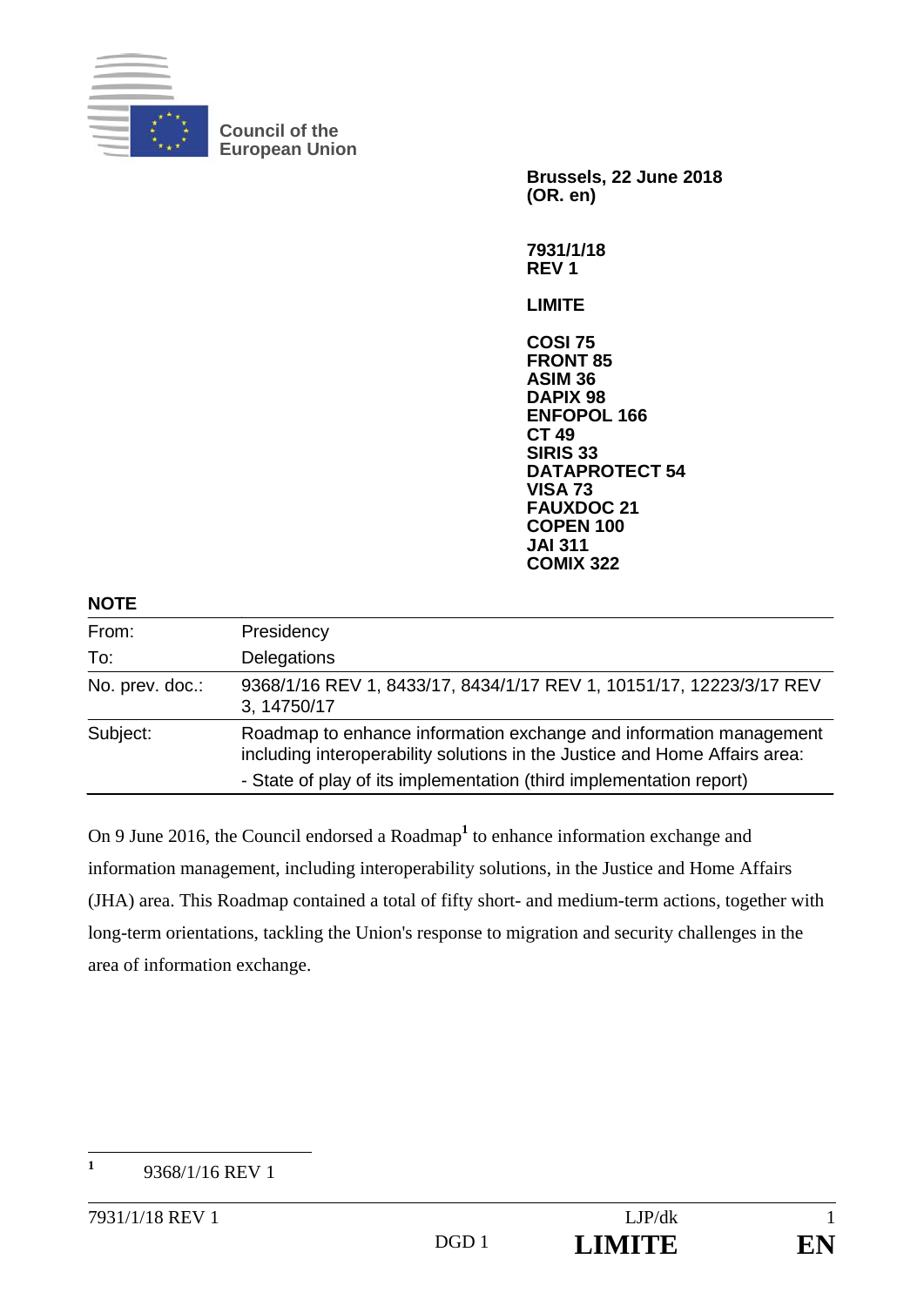Council of the European Union

**Brussels, 22 June 2018**
**(OR. en)**

**7931/1/18**
**REV 1**

**LIMITE**

**COSI 75**
**FRONT 85**
**ASIM 36**
**DAPIX 98**
**ENFOPOL 166**
**CT 49**
**SIRIS 33**
**DATAPROTECT 54**
**VISA 73**
**FAUXDOC 21**
**COPEN 100**
**JAI 311**
**COMIX 322**

**NOTE**

| | |
|---|---|
| From: | Presidency |
| To: | Delegations |
| No. prev. doc.: | 9368/1/16 REV 1, 8433/17, 8434/1/17 REV 1, 10151/17, 12223/3/17 REV 3, 14750/17 |
| Subject: | Roadmap to enhance information exchange and information management including interoperability solutions in the Justice and Home Affairs area:<br>- State of play of its implementation (third implementation report) |

On 9 June 2016, the Council endorsed a Roadmap[1] to enhance information exchange and information management, including interoperability solutions, in the Justice and Home Affairs (JHA) area. This Roadmap contained a total of fifty short- and medium-term actions, together with long-term orientations, tackling the Union's response to migration and security challenges in the area of information exchange.

[1] 9368/1/16 REV 1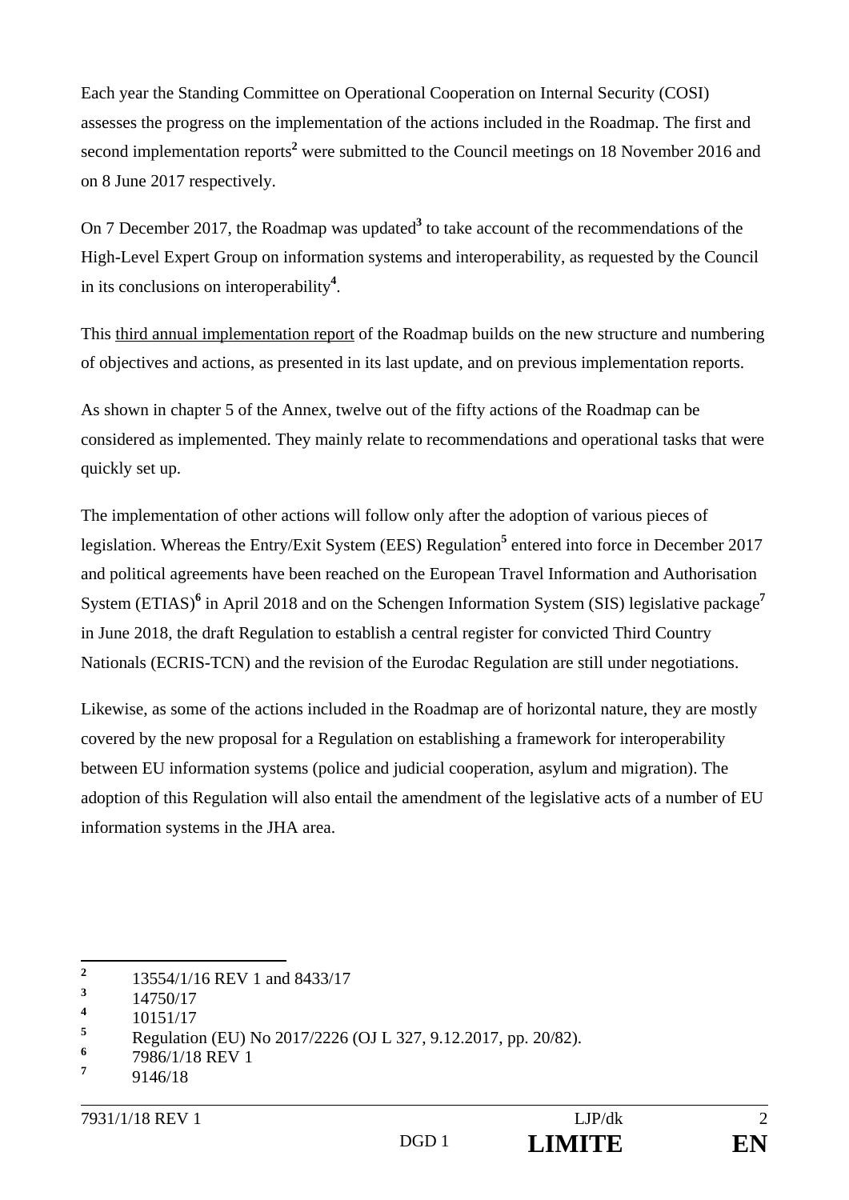Each year the Standing Committee on Operational Cooperation on Internal Security (COSI) assesses the progress on the implementation of the actions included in the Roadmap. The first and second implementation reports[2] were submitted to the Council meetings on 18 November 2016 and on 8 June 2017 respectively.

On 7 December 2017, the Roadmap was updated[3] to take account of the recommendations of the High-Level Expert Group on information systems and interoperability, as requested by the Council in its conclusions on interoperability[4].

This third annual implementation report of the Roadmap builds on the new structure and numbering of objectives and actions, as presented in its last update, and on previous implementation reports.

As shown in chapter 5 of the Annex, twelve out of the fifty actions of the Roadmap can be considered as implemented. They mainly relate to recommendations and operational tasks that were quickly set up.

The implementation of other actions will follow only after the adoption of various pieces of legislation. Whereas the Entry/Exit System (EES) Regulation[5] entered into force in December 2017 and political agreements have been reached on the European Travel Information and Authorisation System (ETIAS)[6] in April 2018 and on the Schengen Information System (SIS) legislative package[7] in June 2018, the draft Regulation to establish a central register for convicted Third Country Nationals (ECRIS-TCN) and the revision of the Eurodac Regulation are still under negotiations.

Likewise, as some of the actions included in the Roadmap are of horizontal nature, they are mostly covered by the new proposal for a Regulation on establishing a framework for interoperability between EU information systems (police and judicial cooperation, asylum and migration). The adoption of this Regulation will also entail the amendment of the legislative acts of a number of EU information systems in the JHA area.

---

[2] 13554/1/16 REV 1 and 8433/17

[3] 14750/17

[4] 10151/17

[5] Regulation (EU) No 2017/2226 (OJ L 327, 9.12.2017, pp. 20/82).

[6] 7986/1/18 REV 1

[7] 9146/18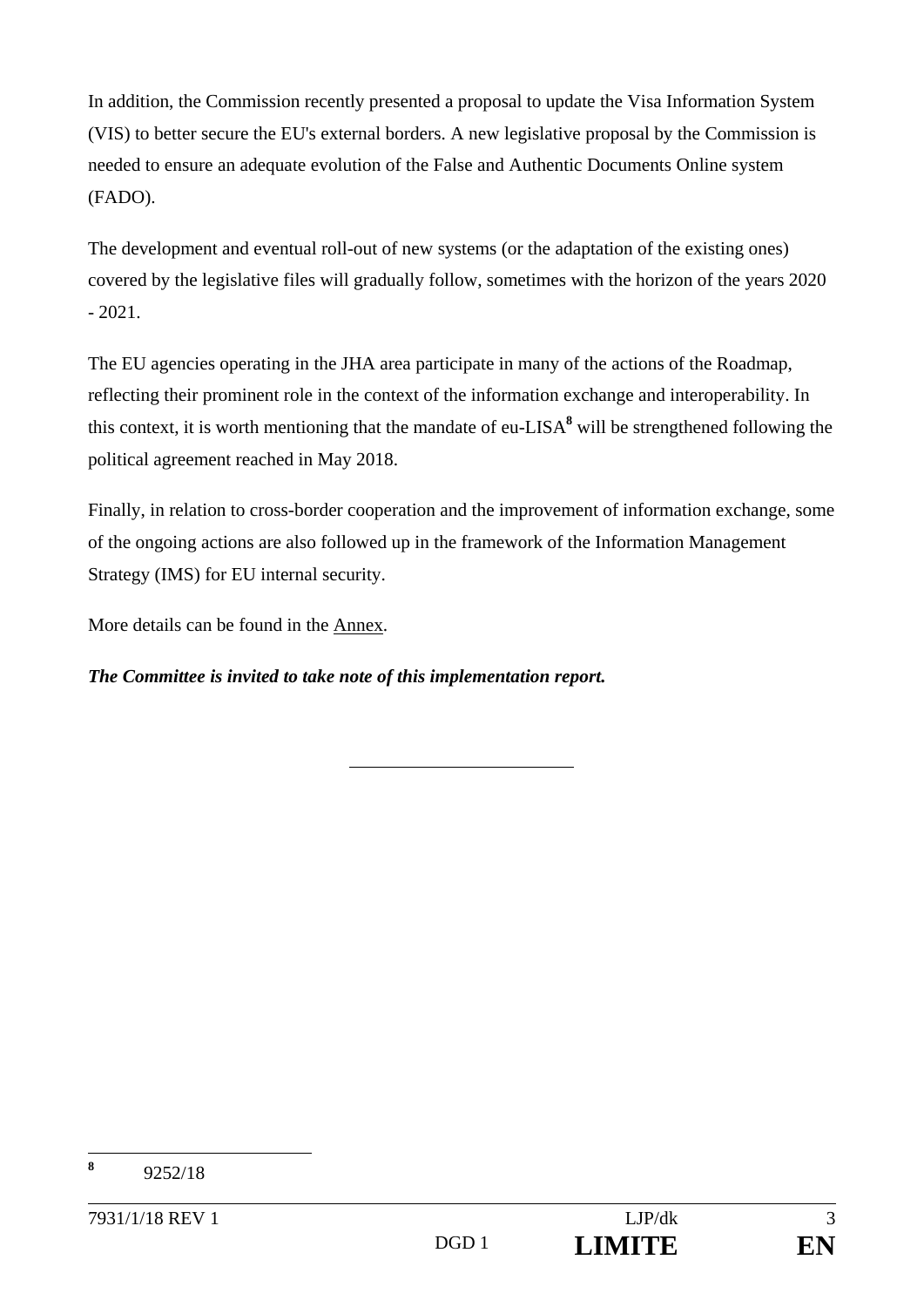In addition, the Commission recently presented a proposal to update the Visa Information System (VIS) to better secure the EU's external borders. A new legislative proposal by the Commission is needed to ensure an adequate evolution of the False and Authentic Documents Online system (FADO).

The development and eventual roll-out of new systems (or the adaptation of the existing ones) covered by the legislative files will gradually follow, sometimes with the horizon of the years 2020 - 2021.

The EU agencies operating in the JHA area participate in many of the actions of the Roadmap, reflecting their prominent role in the context of the information exchange and interoperability. In this context, it is worth mentioning that the mandate of eu-LISA[8] will be strengthened following the political agreement reached in May 2018.

Finally, in relation to cross-border cooperation and the improvement of information exchange, some of the ongoing actions are also followed up in the framework of the Information Management Strategy (IMS) for EU internal security.

More details can be found in the Annex.

***The Committee is invited to take note of this implementation report.***

---

[8] 9252/18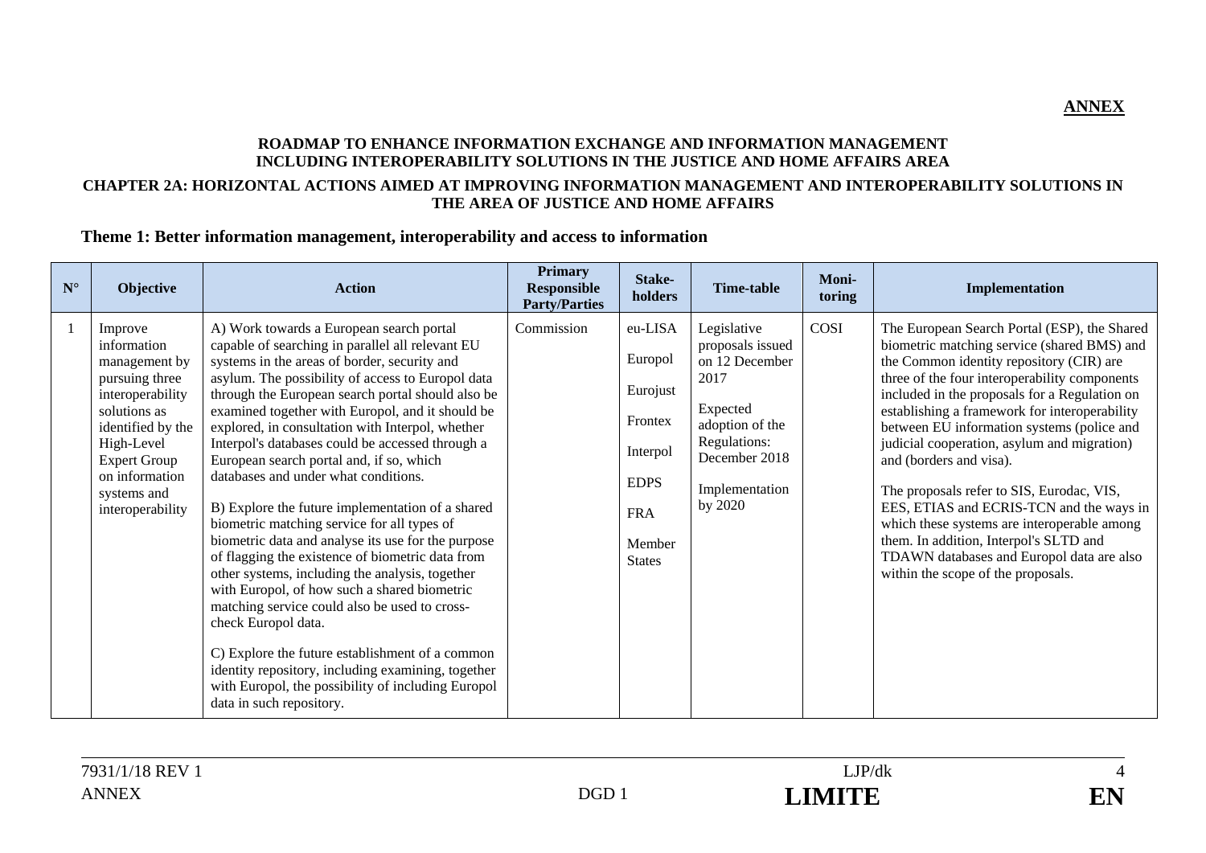**ANNEX**

**ROADMAP TO ENHANCE INFORMATION EXCHANGE AND INFORMATION MANAGEMENT INCLUDING INTEROPERABILITY SOLUTIONS IN THE JUSTICE AND HOME AFFAIRS AREA**

**CHAPTER 2A: HORIZONTAL ACTIONS AIMED AT IMPROVING INFORMATION MANAGEMENT AND INTEROPERABILITY SOLUTIONS IN THE AREA OF JUSTICE AND HOME AFFAIRS**

## Theme 1: Better information management, interoperability and access to information

| N° | Objective | Action | Primary Responsible Party/Parties | Stake-holders | Time-table | Moni-toring | Implementation |
|---|---|---|---|---|---|---|---|
| 1 | Improve information management by pursuing three interoperability solutions as identified by the High-Level Expert Group on information systems and interoperability | A) Work towards a European search portal capable of searching in parallel all relevant EU systems in the areas of border, security and asylum. The possibility of access to Europol data through the European search portal should also be examined together with Europol, and it should be explored, in consultation with Interpol, whether Interpol's databases could be accessed through a European search portal and, if so, which databases and under what conditions.<br><br>B) Explore the future implementation of a shared biometric matching service for all types of biometric data and analyse its use for the purpose of flagging the existence of biometric data from other systems, including the analysis, together with Europol, of how such a shared biometric matching service could also be used to cross-check Europol data.<br><br>C) Explore the future establishment of a common identity repository, including examining, together with Europol, the possibility of including Europol data in such repository. | Commission | eu-LISA<br><br>Europol<br><br>Eurojust<br><br>Frontex<br><br>Interpol<br><br>EDPS<br><br>FRA<br><br>Member States | Legislative proposals issued on 12 December 2017<br><br>Expected adoption of the Regulations: December 2018<br><br>Implementation by 2020 | COSI | The European Search Portal (ESP), the Shared biometric matching service (shared BMS) and the Common identity repository (CIR) are three of the four interoperability components included in the proposals for a Regulation on establishing a framework for interoperability between EU information systems (police and judicial cooperation, asylum and migration) and (borders and visa).<br><br>The proposals refer to SIS, Eurodac, VIS, EES, ETIAS and ECRIS-TCN and the ways in which these systems are interoperable among them. In addition, Interpol's SLTD and TDAWN databases and Europol data are also within the scope of the proposals. |

7931/1/18 REV 1 LJP/dk
ANNEX DGD 1 **LIMITE** **EN**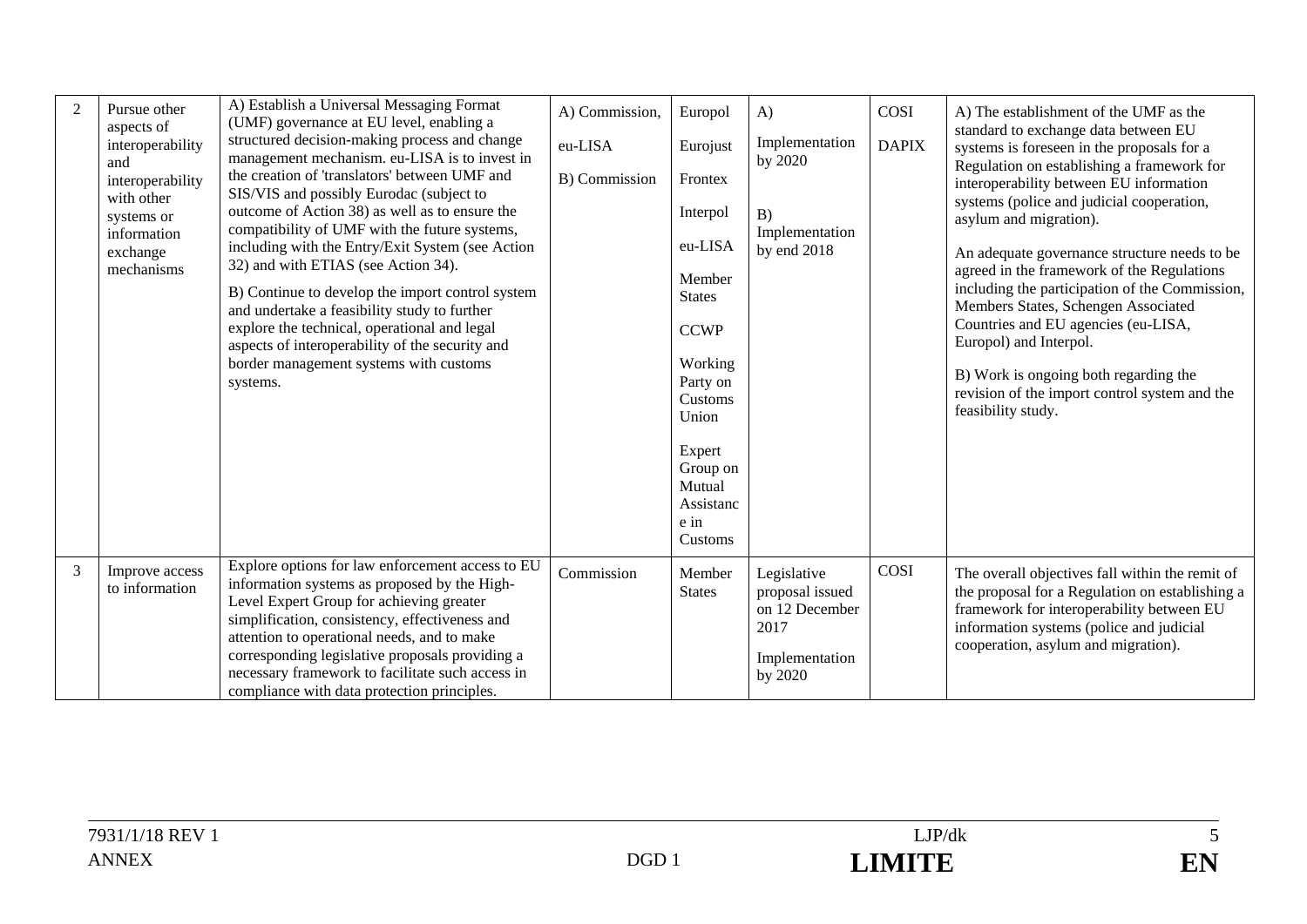| 2 | Pursue other aspects of interoperability and interoperability with other systems or information exchange mechanisms | A) Establish a Universal Messaging Format (UMF) governance at EU level, enabling a structured decision-making process and change management mechanism. eu-LISA is to invest in the creation of 'translators' between UMF and SIS/VIS and possibly Eurodac (subject to outcome of Action 38) as well as to ensure the compatibility of UMF with the future systems, including with the Entry/Exit System (see Action 32) and with ETIAS (see Action 34).<br><br>B) Continue to develop the import control system and undertake a feasibility study to further explore the technical, operational and legal aspects of interoperability of the security and border management systems with customs systems. | A) Commission, eu-LISA<br><br>B) Commission | Europol<br><br>Eurojust<br><br>Frontex<br><br>Interpol<br><br>eu-LISA<br><br>Member States<br><br>CCWP<br><br>Working Party on Customs Union<br><br>Expert Group on Mutual Assistance in Customs | A) Implementation by 2020<br><br>B) Implementation by end 2018 | COSI<br><br>DAPIX | A) The establishment of the UMF as the standard to exchange data between EU systems is foreseen in the proposals for a Regulation on establishing a framework for interoperability between EU information systems (police and judicial cooperation, asylum and migration).<br><br>An adequate governance structure needs to be agreed in the framework of the Regulations including the participation of the Commission, Members States, Schengen Associated Countries and EU agencies (eu-LISA, Europol) and Interpol.<br><br>B) Work is ongoing both regarding the revision of the import control system and the feasibility study. |
|---|---|---|---|---|---|---|---|
| 3 | Improve access to information | Explore options for law enforcement access to EU information systems as proposed by the High-Level Expert Group for achieving greater simplification, consistency, effectiveness and attention to operational needs, and to make corresponding legislative proposals providing a necessary framework to facilitate such access in compliance with data protection principles. | Commission | Member States | Legislative proposal issued on 12 December 2017<br><br>Implementation by 2020 | COSI | The overall objectives fall within the remit of the proposal for a Regulation on establishing a framework for interoperability between EU information systems (police and judicial cooperation, asylum and migration). |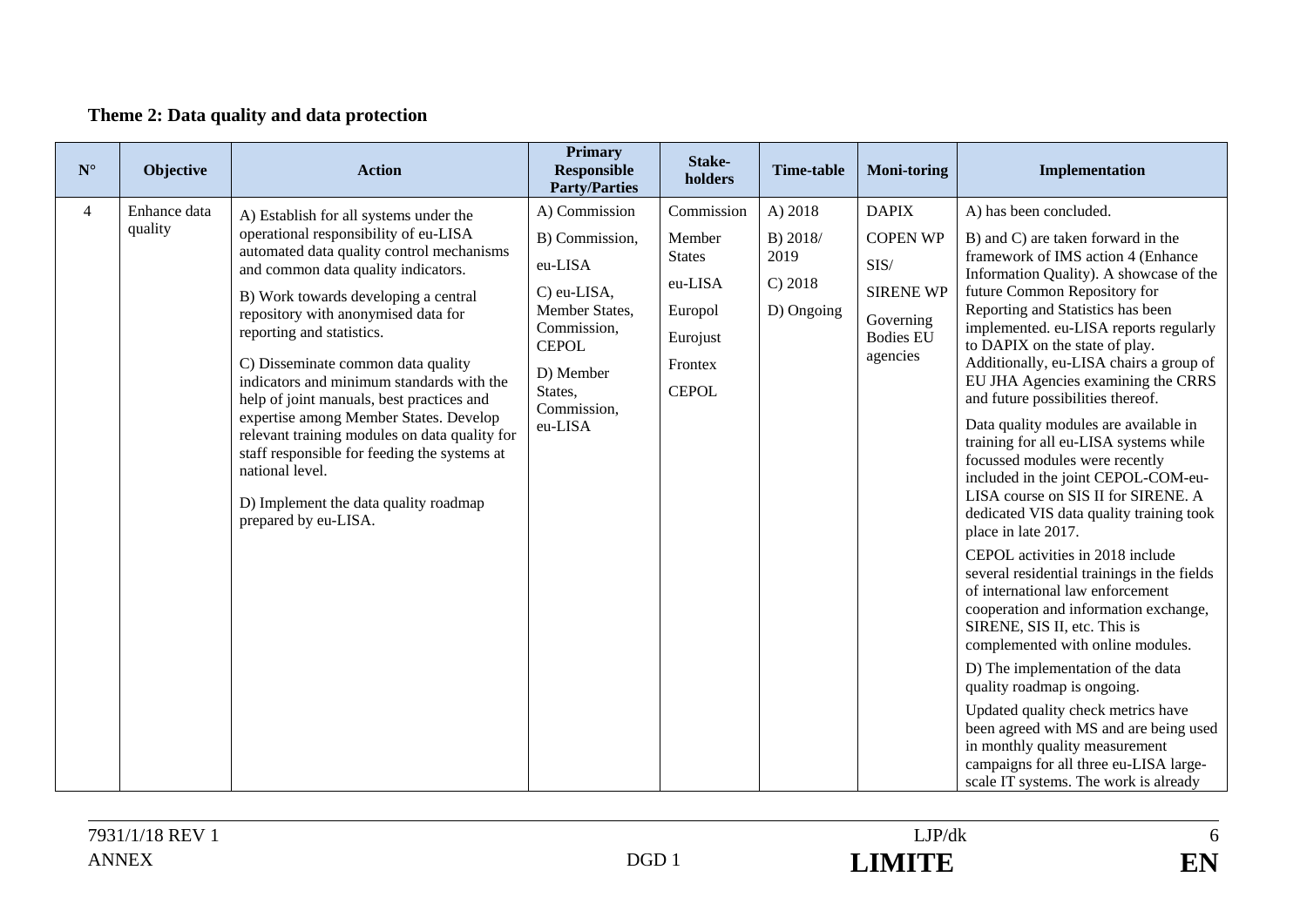### Theme 2: Data quality and data protection

| N° | Objective | Action | Primary Responsible Party/Parties | Stake-holders | Time-table | Moni-toring | Implementation |
|---|---|---|---|---|---|---|---|
| 4 | Enhance data quality | A) Establish for all systems under the operational responsibility of eu-LISA automated data quality control mechanisms and common data quality indicators.<br><br>B) Work towards developing a central repository with anonymised data for reporting and statistics.<br><br>C) Disseminate common data quality indicators and minimum standards with the help of joint manuals, best practices and expertise among Member States. Develop relevant training modules on data quality for staff responsible for feeding the systems at national level.<br><br>D) Implement the data quality roadmap prepared by eu-LISA. | A) Commission<br><br>B) Commission, eu-LISA<br><br>C) eu-LISA, Member States, Commission, CEPOL<br><br>D) Member States, Commission, eu-LISA | Commission<br><br>Member States<br><br>eu-LISA<br><br>Europol<br><br>Eurojust<br><br>Frontex<br><br>CEPOL | A) 2018<br><br>B) 2018/ 2019<br><br>C) 2018<br><br>D) Ongoing | DAPIX<br><br>COPEN WP<br><br>SIS/ SIRENE WP<br><br>Governing Bodies EU agencies | A) has been concluded.<br><br>B) and C) are taken forward in the framework of IMS action 4 (Enhance Information Quality). A showcase of the future Common Repository for Reporting and Statistics has been implemented. eu-LISA reports regularly to DAPIX on the state of play. Additionally, eu-LISA chairs a group of EU JHA Agencies examining the CRRS and future possibilities thereof.<br><br>Data quality modules are available in training for all eu-LISA systems while focussed modules were recently included in the joint CEPOL-COM-eu-LISA course on SIS II for SIRENE. A dedicated VIS data quality training took place in late 2017.<br><br>CEPOL activities in 2018 include several residential trainings in the fields of international law enforcement cooperation and information exchange, SIRENE, SIS II, etc. This is complemented with online modules.<br><br>D) The implementation of the data quality roadmap is ongoing.<br><br>Updated quality check metrics have been agreed with MS and are being used in monthly quality measurement campaigns for all three eu-LISA large-scale IT systems. The work is already |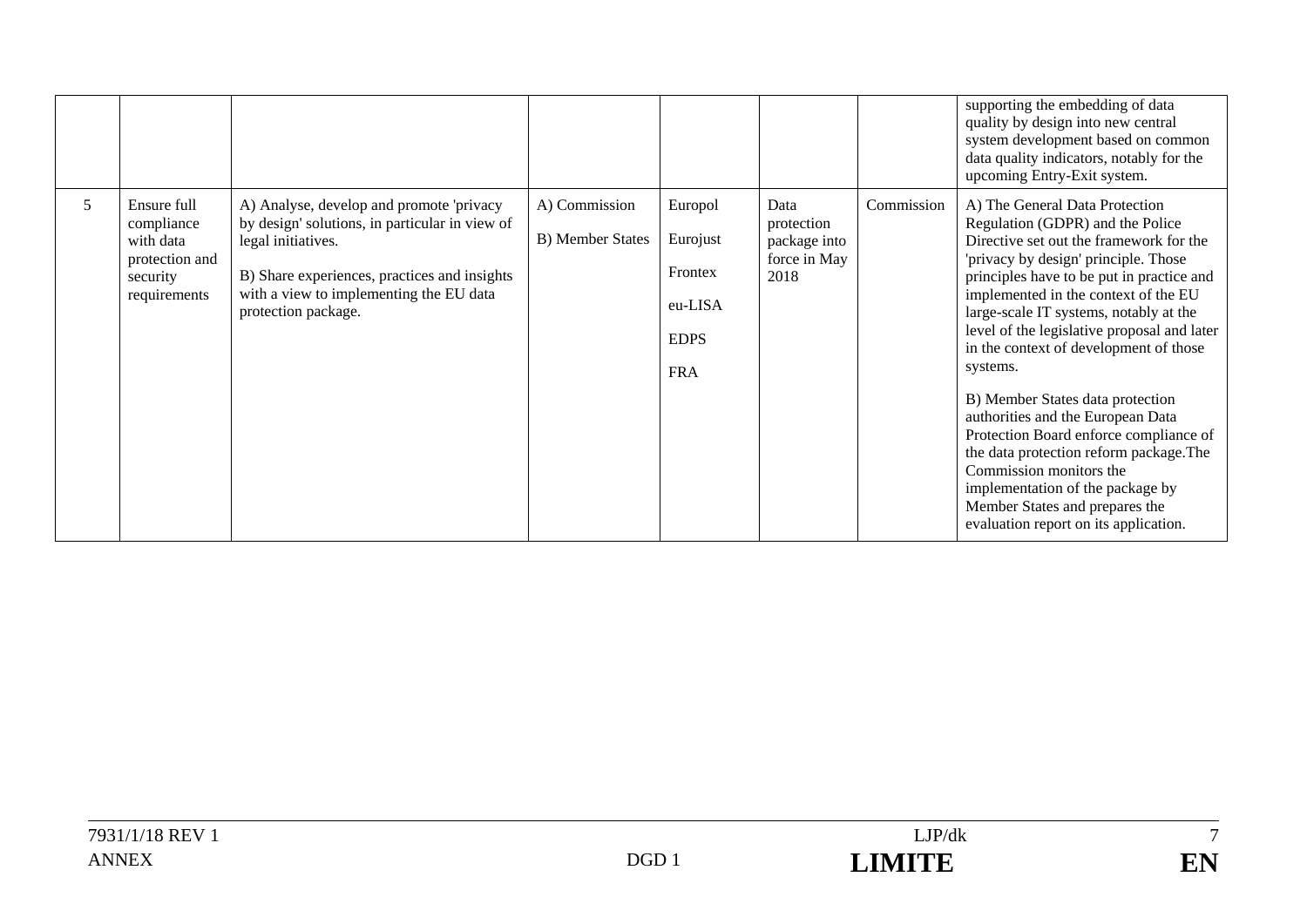| | | | | | | | |
|---|---|---|---|---|---|---|---|
| | | | | | | | supporting the embedding of data quality by design into new central system development based on common data quality indicators, notably for the upcoming Entry-Exit system. |
| 5 | Ensure full compliance with data protection and security requirements | A) Analyse, develop and promote 'privacy by design' solutions, in particular in view of legal initiatives.<br><br>B) Share experiences, practices and insights with a view to implementing the EU data protection package. | A) Commission<br><br>B) Member States | Europol<br><br>Eurojust<br><br>Frontex<br><br>eu-LISA<br><br>EDPS<br><br>FRA | Data protection package into force in May 2018 | Commission | A) The General Data Protection Regulation (GDPR) and the Police Directive set out the framework for the 'privacy by design' principle. Those principles have to be put in practice and implemented in the context of the EU large-scale IT systems, notably at the level of the legislative proposal and later in the context of development of those systems.<br><br>B) Member States data protection authorities and the European Data Protection Board enforce compliance of the data protection reform package.The Commission monitors the implementation of the package by Member States and prepares the evaluation report on its application. |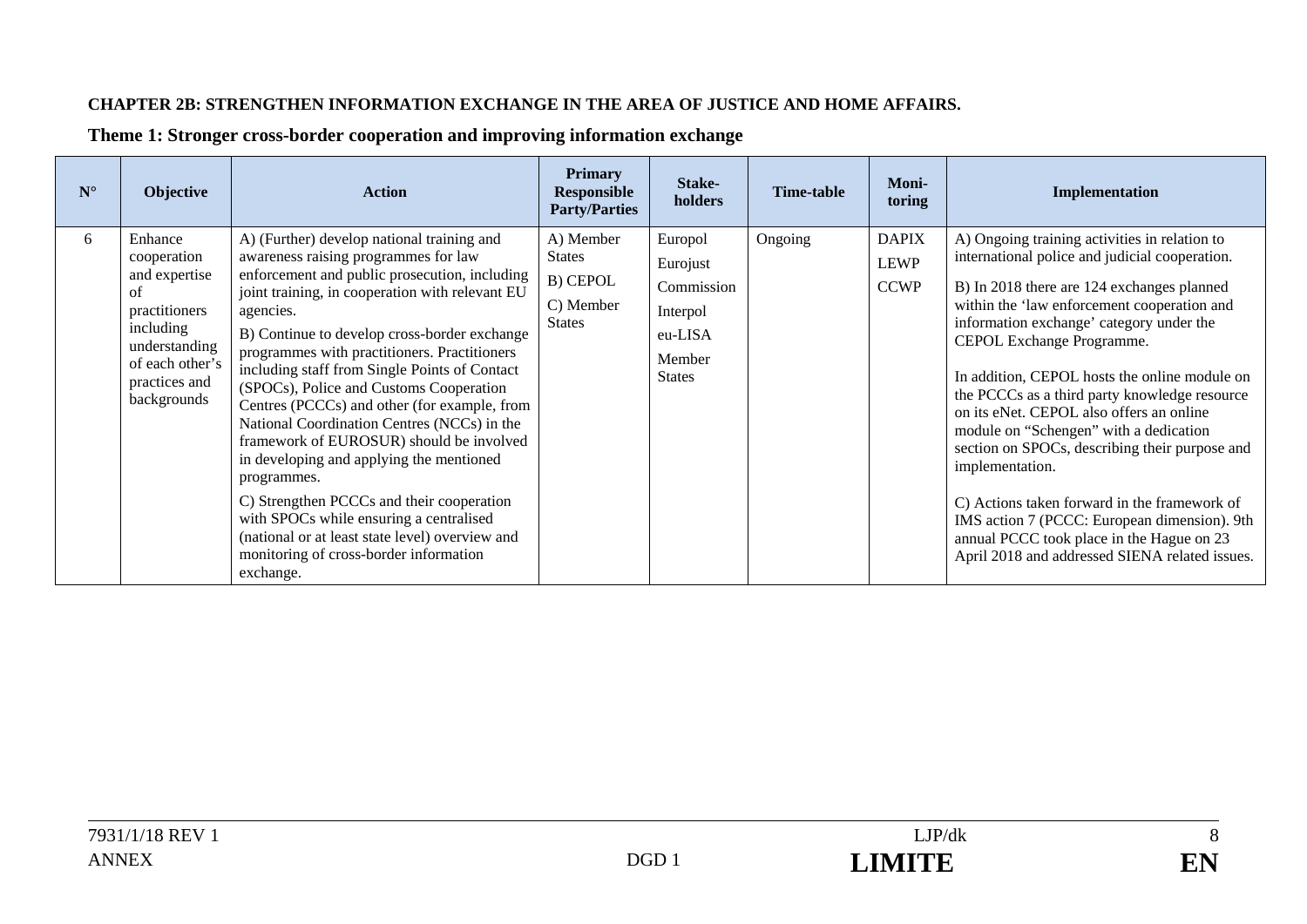**CHAPTER 2B: STRENGTHEN INFORMATION EXCHANGE IN THE AREA OF JUSTICE AND HOME AFFAIRS.**

**Theme 1: Stronger cross-border cooperation and improving information exchange**

| N° | Objective | Action | Primary Responsible Party/Parties | Stake-holders | Time-table | Moni-toring | Implementation |
|---|---|---|---|---|---|---|---|
| 6 | Enhance cooperation and expertise of practitioners including understanding of each other's practices and backgrounds | A) (Further) develop national training and awareness raising programmes for law enforcement and public prosecution, including joint training, in cooperation with relevant EU agencies.<br><br>B) Continue to develop cross-border exchange programmes with practitioners. Practitioners including staff from Single Points of Contact (SPOCs), Police and Customs Cooperation Centres (PCCCs) and other (for example, from National Coordination Centres (NCCs) in the framework of EUROSUR) should be involved in developing and applying the mentioned programmes.<br><br>C) Strengthen PCCCs and their cooperation with SPOCs while ensuring a centralised (national or at least state level) overview and monitoring of cross-border information exchange. | A) Member States<br><br>B) CEPOL<br><br>C) Member States | Europol<br><br>Eurojust<br><br>Commission<br><br>Interpol<br><br>eu-LISA<br><br>Member States | Ongoing | DAPIX<br><br>LEWP<br><br>CCWP | A) Ongoing training activities in relation to international police and judicial cooperation.<br><br>B) In 2018 there are 124 exchanges planned within the 'law enforcement cooperation and information exchange' category under the CEPOL Exchange Programme.<br><br>In addition, CEPOL hosts the online module on the PCCCs as a third party knowledge resource on its eNet. CEPOL also offers an online module on "Schengen" with a dedication section on SPOCs, describing their purpose and implementation.<br><br>C) Actions taken forward in the framework of IMS action 7 (PCCC: European dimension). 9th annual PCCC took place in the Hague on 23 April 2018 and addressed SIENA related issues. |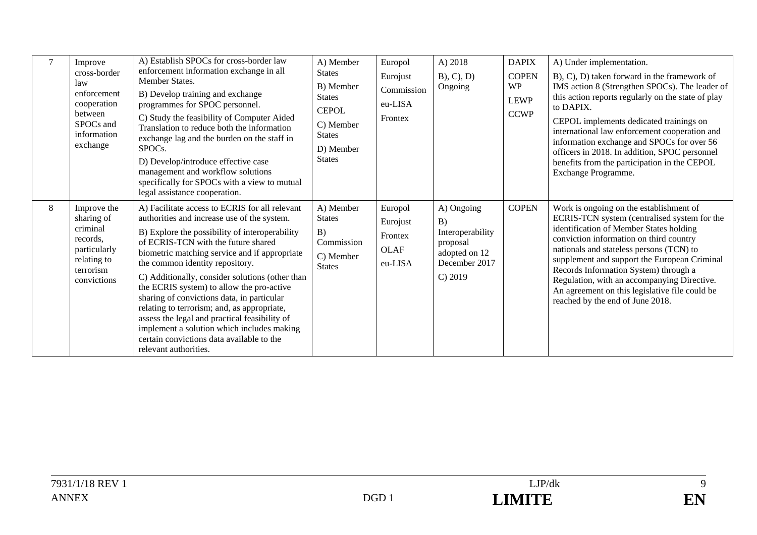| 7 | Improve cross-border law enforcement cooperation between SPOCs and information exchange | A) Establish SPOCs for cross-border law enforcement information exchange in all Member States.<br>B) Develop training and exchange programmes for SPOC personnel.<br>C) Study the feasibility of Computer Aided Translation to reduce both the information exchange lag and the burden on the staff in SPOCs.<br>D) Develop/introduce effective case management and workflow solutions specifically for SPOCs with a view to mutual legal assistance cooperation. | A) Member States<br>B) Member States<br>CEPOL<br>C) Member States<br>D) Member States | Europol<br>Eurojust<br>Commission<br>eu-LISA<br>Frontex | A) 2018<br>B), C), D) Ongoing | DAPIX<br>COPEN WP<br>LEWP<br>CCWP | A) Under implementation.<br>B), C), D) taken forward in the framework of IMS action 8 (Strengthen SPOCs). The leader of this action reports regularly on the state of play to DAPIX.<br>CEPOL implements dedicated trainings on international law enforcement cooperation and information exchange and SPOCs for over 56 officers in 2018. In addition, SPOC personnel benefits from the participation in the CEPOL Exchange Programme. |
|---|---|---|---|---|---|---|---|
| 8 | Improve the sharing of criminal records, particularly relating to terrorism convictions | A) Facilitate access to ECRIS for all relevant authorities and increase use of the system.<br>B) Explore the possibility of interoperability of ECRIS-TCN with the future shared biometric matching service and if appropriate the common identity repository.<br>C) Additionally, consider solutions (other than the ECRIS system) to allow the pro-active sharing of convictions data, in particular relating to terrorism; and, as appropriate, assess the legal and practical feasibility of implement a solution which includes making certain convictions data available to the relevant authorities. | A) Member States<br>B) Commission<br>C) Member States | Europol<br>Eurojust<br>Frontex<br>OLAF<br>eu-LISA | A) Ongoing<br>B) Interoperability proposal adopted on 12 December 2017<br>C) 2019 | COPEN | Work is ongoing on the establishment of ECRIS-TCN system (centralised system for the identification of Member States holding conviction information on third country nationals and stateless persons (TCN) to supplement and support the European Criminal Records Information System) through a Regulation, with an accompanying Directive. An agreement on this legislative file could be reached by the end of June 2018. |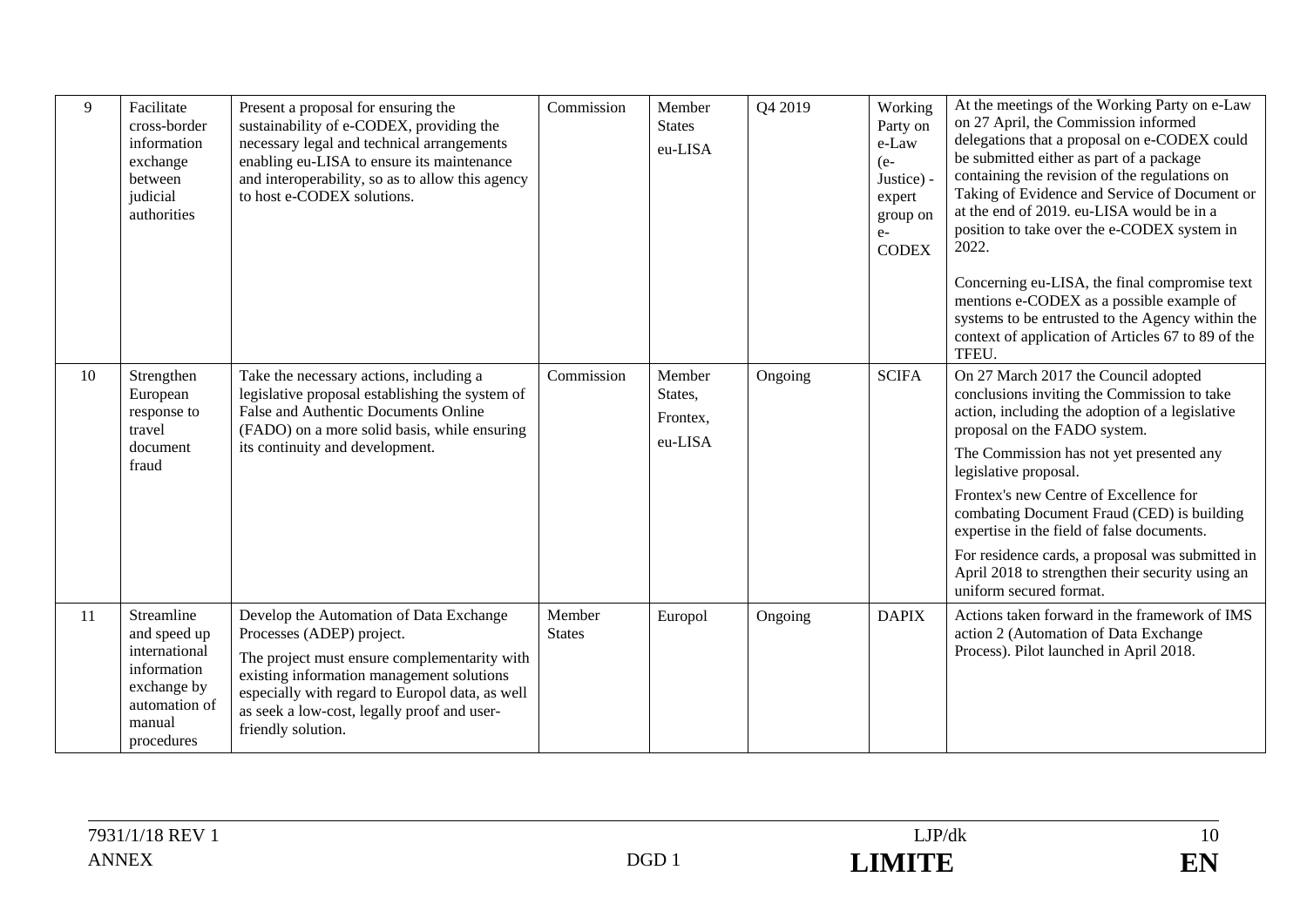| 9 | Facilitate cross-border information exchange between judicial authorities | Present a proposal for ensuring the sustainability of e-CODEX, providing the necessary legal and technical arrangements enabling eu-LISA to ensure its maintenance and interoperability, so as to allow this agency to host e-CODEX solutions. | Commission | Member States eu-LISA | Q4 2019 | Working Party on e-Law (e-Justice) - expert group on e-CODEX | At the meetings of the Working Party on e-Law on 27 April, the Commission informed delegations that a proposal on e-CODEX could be submitted either as part of a package containing the revision of the regulations on Taking of Evidence and Service of Document or at the end of 2019. eu-LISA would be in a position to take over the e-CODEX system in 2022.<br><br>Concerning eu-LISA, the final compromise text mentions e-CODEX as a possible example of systems to be entrusted to the Agency within the context of application of Articles 67 to 89 of the TFEU. |
|---|---|---|---|---|---|---|---|
| 10 | Strengthen European response to travel document fraud | Take the necessary actions, including a legislative proposal establishing the system of False and Authentic Documents Online (FADO) on a more solid basis, while ensuring its continuity and development. | Commission | Member States, Frontex, eu-LISA | Ongoing | SCIFA | On 27 March 2017 the Council adopted conclusions inviting the Commission to take action, including the adoption of a legislative proposal on the FADO system.<br><br>The Commission has not yet presented any legislative proposal.<br><br>Frontex's new Centre of Excellence for combating Document Fraud (CED) is building expertise in the field of false documents.<br><br>For residence cards, a proposal was submitted in April 2018 to strengthen their security using an uniform secured format. |
| 11 | Streamline and speed up international information exchange by automation of manual procedures | Develop the Automation of Data Exchange Processes (ADEP) project.<br><br>The project must ensure complementarity with existing information management solutions especially with regard to Europol data, as well as seek a low-cost, legally proof and user-friendly solution. | Member States | Europol | Ongoing | DAPIX | Actions taken forward in the framework of IMS action 2 (Automation of Data Exchange Process). Pilot launched in April 2018. |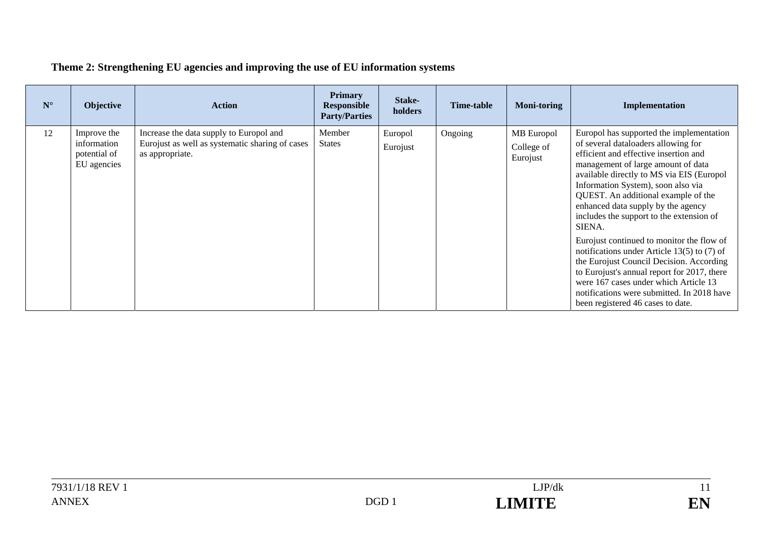**Theme 2: Strengthening EU agencies and improving the use of EU information systems**

| N° | Objective | Action | Primary Responsible Party/Parties | Stake-holders | Time-table | Moni-toring | Implementation |
|---|---|---|---|---|---|---|---|
| 12 | Improve the information potential of EU agencies | Increase the data supply to Europol and Eurojust as well as systematic sharing of cases as appropriate. | Member States | Europol Eurojust | Ongoing | MB Europol College of Eurojust | Europol has supported the implementation of several dataloaders allowing for efficient and effective insertion and management of large amount of data available directly to MS via EIS (Europol Information System), soon also via QUEST. An additional example of the enhanced data supply by the agency includes the support to the extension of SIENA.<br><br>Eurojust continued to monitor the flow of notifications under Article 13(5) to (7) of the Eurojust Council Decision. According to Eurojust's annual report for 2017, there were 167 cases under which Article 13 notifications were submitted. In 2018 have been registered 46 cases to date. |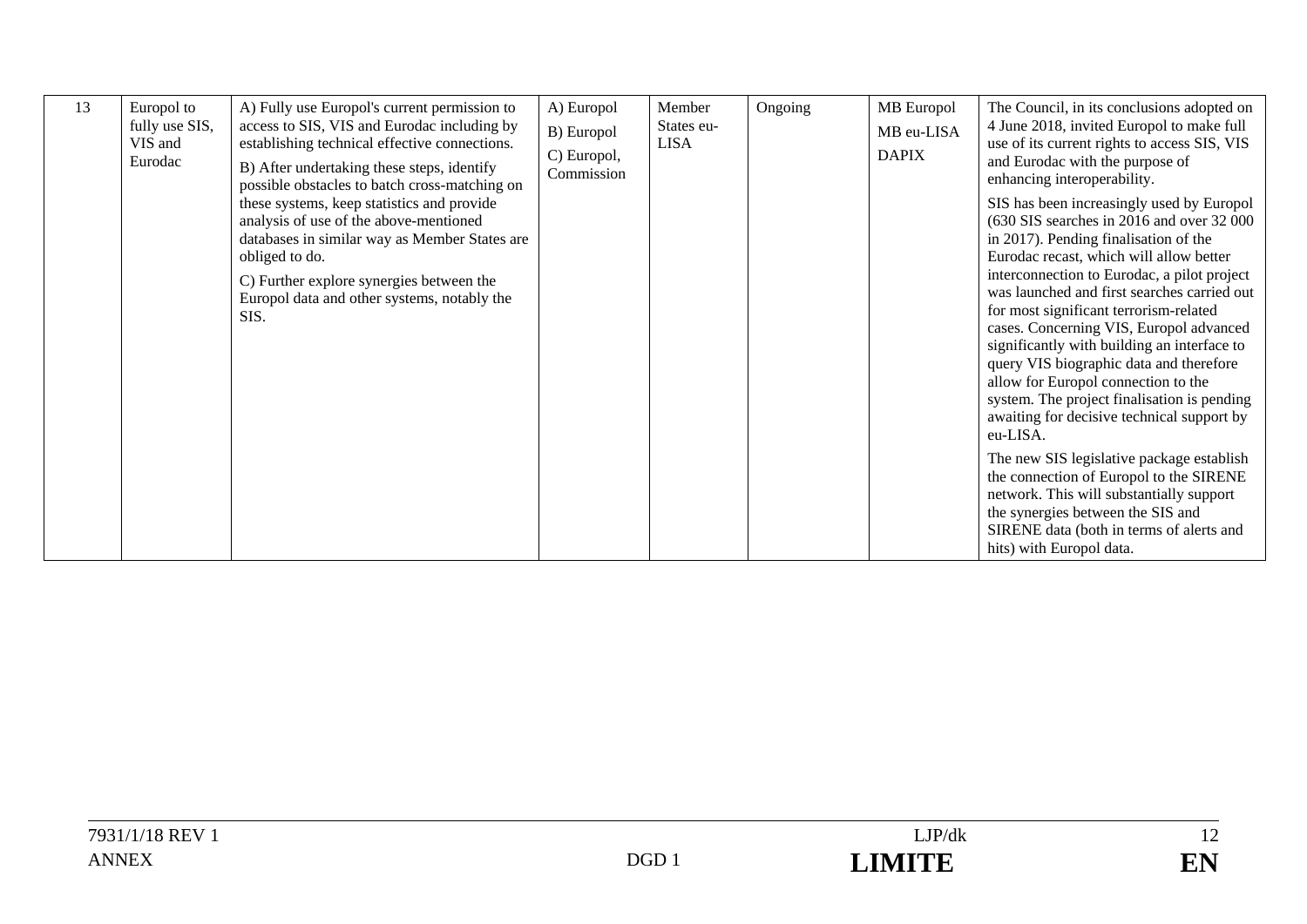| 13 | Europol to fully use SIS, VIS and Eurodac | A) Fully use Europol's current permission to access to SIS, VIS and Eurodac including by establishing technical effective connections.<br>B) After undertaking these steps, identify possible obstacles to batch cross-matching on these systems, keep statistics and provide analysis of use of the above-mentioned databases in similar way as Member States are obliged to do.<br>C) Further explore synergies between the Europol data and other systems, notably the SIS. | A) Europol<br>B) Europol<br>C) Europol, Commission | Member States eu-LISA | Ongoing | MB Europol<br>MB eu-LISA<br>DAPIX | The Council, in its conclusions adopted on 4 June 2018, invited Europol to make full use of its current rights to access SIS, VIS and Eurodac with the purpose of enhancing interoperability.<br>SIS has been increasingly used by Europol (630 SIS searches in 2016 and over 32 000 in 2017). Pending finalisation of the Eurodac recast, which will allow better interconnection to Eurodac, a pilot project was launched and first searches carried out for most significant terrorism-related cases. Concerning VIS, Europol advanced significantly with building an interface to query VIS biographic data and therefore allow for Europol connection to the system. The project finalisation is pending awaiting for decisive technical support by eu-LISA.<br>The new SIS legislative package establish the connection of Europol to the SIRENE network. This will substantially support the synergies between the SIS and SIRENE data (both in terms of alerts and hits) with Europol data. |
|---|---|---|---|---|---|---|---|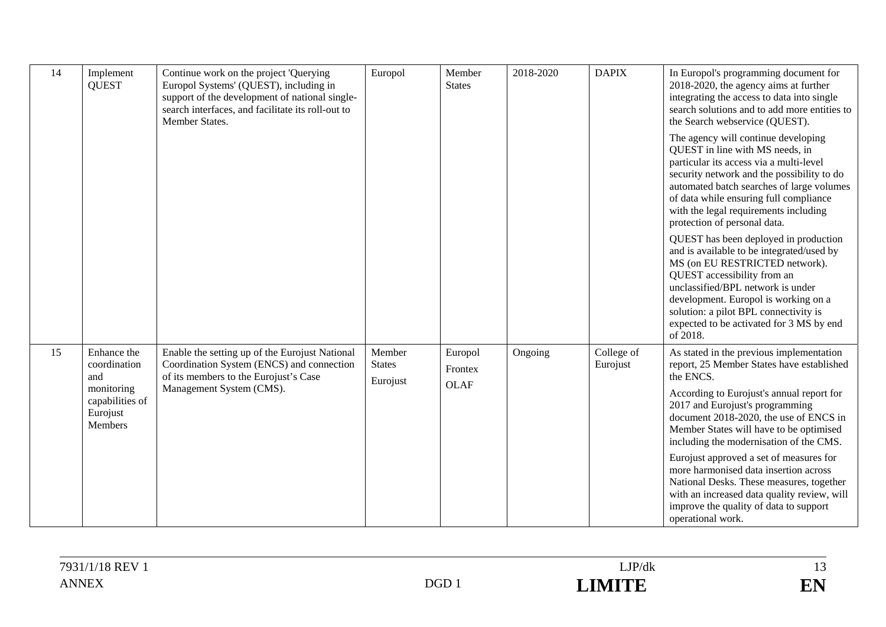| 14 | Implement QUEST | Continue work on the project 'Querying Europol Systems' (QUEST), including in support of the development of national single-search interfaces, and facilitate its roll-out to Member States. | Europol | Member States | 2018-2020 | DAPIX | In Europol's programming document for 2018-2020, the agency aims at further integrating the access to data into single search solutions and to add more entities to the Search webservice (QUEST).<br><br>The agency will continue developing QUEST in line with MS needs, in particular its access via a multi-level security network and the possibility to do automated batch searches of large volumes of data while ensuring full compliance with the legal requirements including protection of personal data.<br><br>QUEST has been deployed in production and is available to be integrated/used by MS (on EU RESTRICTED network). QUEST accessibility from an unclassified/BPL network is under development. Europol is working on a solution: a pilot BPL connectivity is expected to be activated for 3 MS by end of 2018. |
|---|---|---|---|---|---|---|---|
| 15 | Enhance the coordination and monitoring capabilities of Eurojust Members | Enable the setting up of the Eurojust National Coordination System (ENCS) and connection of its members to the Eurojust's Case Management System (CMS). | Member States<br>Eurojust | Europol<br>Frontex<br>OLAF | Ongoing | College of Eurojust | As stated in the previous implementation report, 25 Member States have established the ENCS.<br><br>According to Eurojust's annual report for 2017 and Eurojust's programming document 2018-2020, the use of ENCS in Member States will have to be optimised including the modernisation of the CMS.<br><br>Eurojust approved a set of measures for more harmonised data insertion across National Desks. These measures, together with an increased data quality review, will improve the quality of data to support operational work. |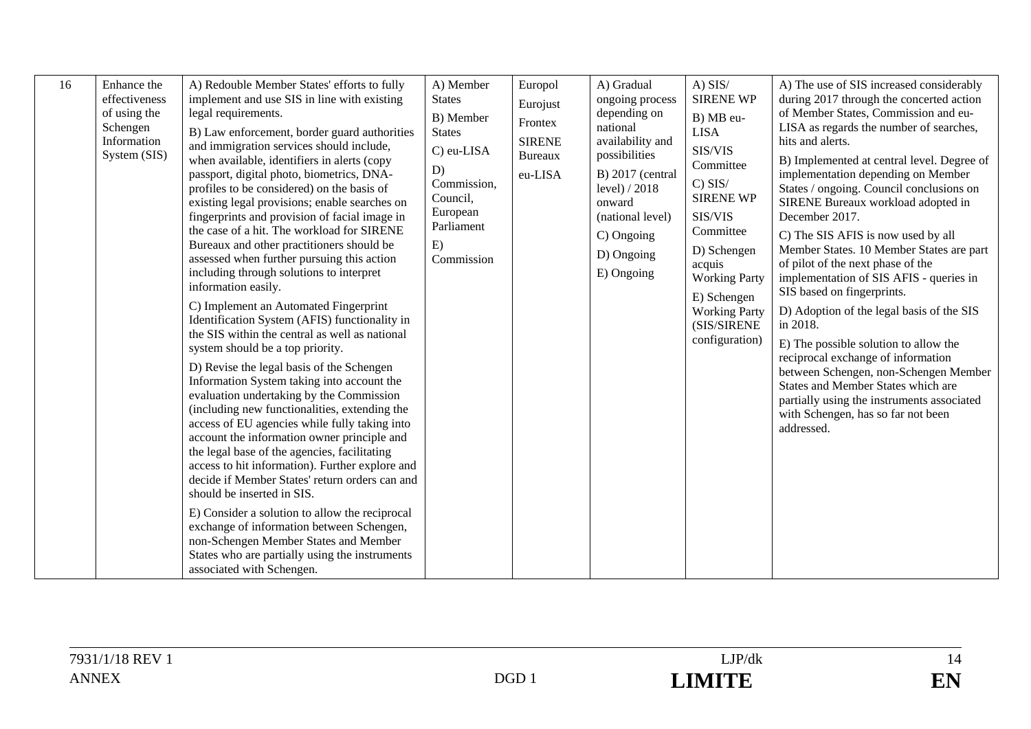| 16 | Enhance the effectiveness of using the Schengen Information System (SIS) | A) Redouble Member States' efforts to fully implement and use SIS in line with existing legal requirements.<br><br>B) Law enforcement, border guard authorities and immigration services should include, when available, identifiers in alerts (copy passport, digital photo, biometrics, DNA-profiles to be considered) on the basis of existing legal provisions; enable searches on fingerprints and provision of facial image in the case of a hit. The workload for SIRENE Bureaux and other practitioners should be assessed when further pursuing this action including through solutions to interpret information easily.<br><br>C) Implement an Automated Fingerprint Identification System (AFIS) functionality in the SIS within the central as well as national system should be a top priority.<br><br>D) Revise the legal basis of the Schengen Information System taking into account the evaluation undertaking by the Commission (including new functionalities, extending the access of EU agencies while fully taking into account the information owner principle and the legal base of the agencies, facilitating access to hit information). Further explore and decide if Member States' return orders can and should be inserted in SIS.<br><br>E) Consider a solution to allow the reciprocal exchange of information between Schengen, non-Schengen Member States and Member States who are partially using the instruments associated with Schengen. | A) Member States<br><br>B) Member States<br><br>C) eu-LISA<br><br>D) Commission, Council, European Parliament<br><br>E) Commission | Europol<br><br>Eurojust<br><br>Frontex<br><br>SIRENE Bureaux<br><br>eu-LISA | A) Gradual ongoing process depending on national availability and possibilities<br><br>B) 2017 (central level) / 2018 onward (national level)<br><br>C) Ongoing<br><br>D) Ongoing<br><br>E) Ongoing | A) SIS/ SIRENE WP<br><br>B) MB eu-LISA<br><br>SIS/VIS Committee<br><br>C) SIS/ SIRENE WP<br><br>SIS/VIS Committee<br><br>D) Schengen acquis Working Party<br><br>E) Schengen Working Party (SIS/SIRENE configuration) | A) The use of SIS increased considerably during 2017 through the concerted action of Member States, Commission and eu-LISA as regards the number of searches, hits and alerts.<br><br>B) Implemented at central level. Degree of implementation depending on Member States / ongoing. Council conclusions on SIRENE Bureaux workload adopted in December 2017.<br><br>C) The SIS AFIS is now used by all Member States. 10 Member States are part of pilot of the next phase of the implementation of SIS AFIS - queries in SIS based on fingerprints.<br><br>D) Adoption of the legal basis of the SIS in 2018.<br><br>E) The possible solution to allow the reciprocal exchange of information between Schengen, non-Schengen Member States and Member States which are partially using the instruments associated with Schengen, has so far not been addressed. |
|---|---|---|---|---|---|---|---|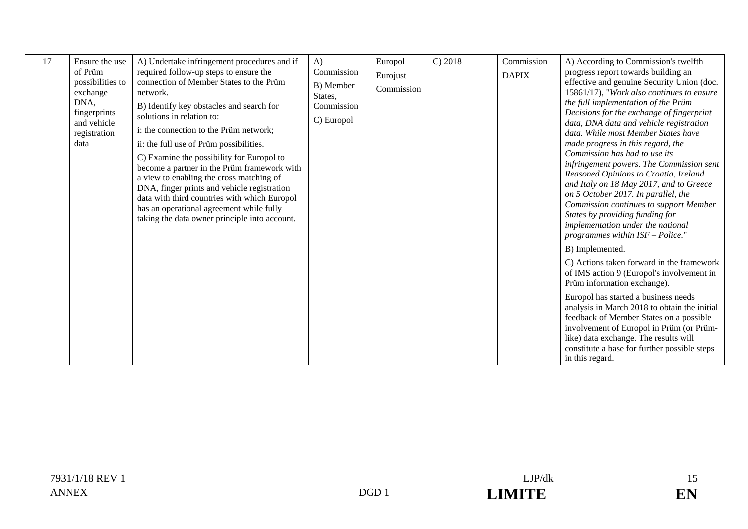| 17 | Ensure the use of Prüm possibilities to exchange DNA, fingerprints and vehicle registration data | A) Undertake infringement procedures and if required follow-up steps to ensure the connection of Member States to the Prüm network.<br><br>B) Identify key obstacles and search for solutions in relation to:<br><br>i: the connection to the Prüm network;<br><br>ii: the full use of Prüm possibilities.<br><br>C) Examine the possibility for Europol to become a partner in the Prüm framework with a view to enabling the cross matching of DNA, finger prints and vehicle registration data with third countries with which Europol has an operational agreement while fully taking the data owner principle into account. | A) Commission<br><br>B) Member States, Commission<br><br>C) Europol | Europol<br><br>Eurojust<br><br>Commission | C) 2018 | Commission<br><br>DAPIX | A) According to Commission's twelfth progress report towards building an effective and genuine Security Union (doc. 15861/17), "*Work also continues to ensure the full implementation of the Prüm Decisions for the exchange of fingerprint data, DNA data and vehicle registration data. While most Member States have made progress in this regard, the Commission has had to use its infringement powers. The Commission sent Reasoned Opinions to Croatia, Ireland and Italy on 18 May 2017, and to Greece on 5 October 2017. In parallel, the Commission continues to support Member States by providing funding for implementation under the national programmes within ISF – Police.*"<br><br>B) Implemented.<br><br>C) Actions taken forward in the framework of IMS action 9 (Europol's involvement in Prüm information exchange).<br><br>Europol has started a business needs analysis in March 2018 to obtain the initial feedback of Member States on a possible involvement of Europol in Prüm (or Prüm-like) data exchange. The results will constitute a base for further possible steps in this regard. |
|---|---|---|---|---|---|---|---|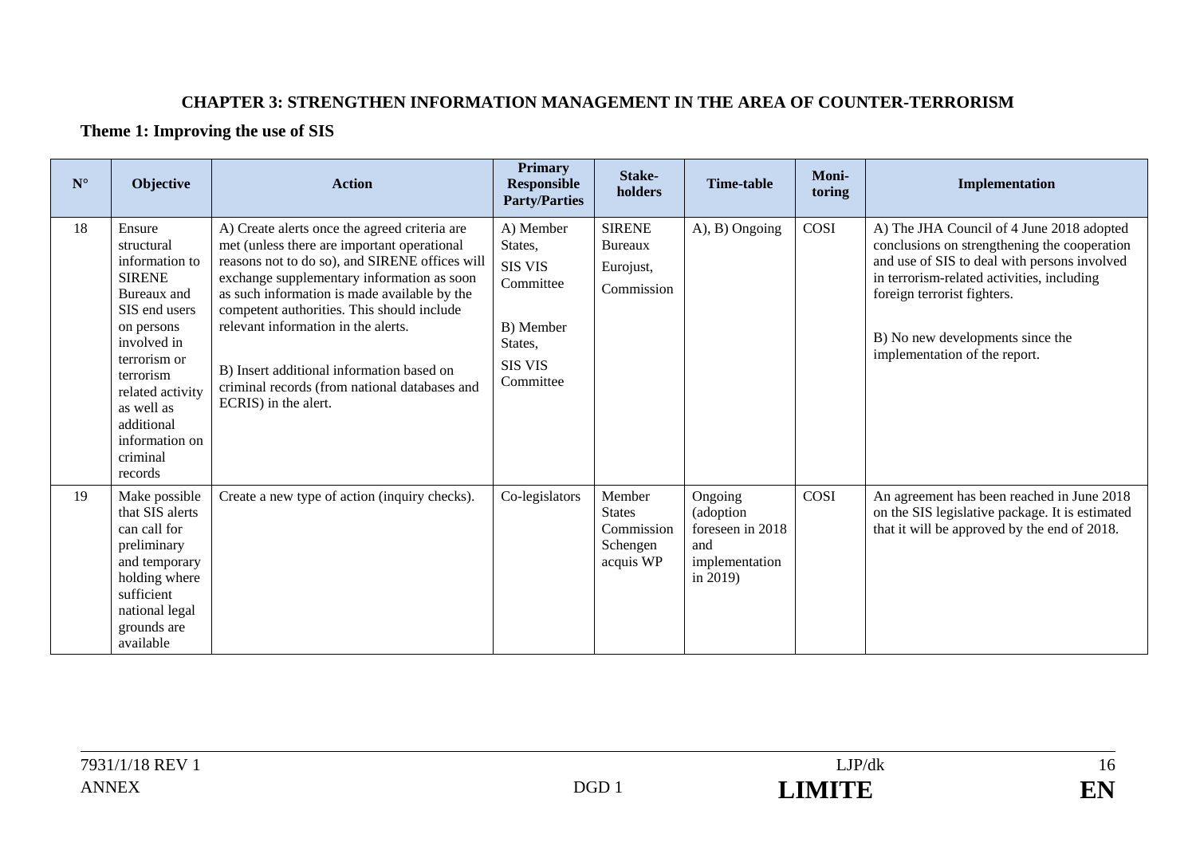## CHAPTER 3: STRENGTHEN INFORMATION MANAGEMENT IN THE AREA OF COUNTER-TERRORISM

### Theme 1: Improving the use of SIS

| N° | Objective | Action | Primary Responsible Party/Parties | Stake-holders | Time-table | Moni-toring | Implementation |
|---|---|---|---|---|---|---|---|
| 18 | Ensure structural information to SIRENE Bureaux and SIS end users on persons involved in terrorism or terrorism related activity as well as additional information on criminal records | A) Create alerts once the agreed criteria are met (unless there are important operational reasons not to do so), and SIRENE offices will exchange supplementary information as soon as such information is made available by the competent authorities. This should include relevant information in the alerts.<br><br>B) Insert additional information based on criminal records (from national databases and ECRIS) in the alert. | A) Member States, SIS VIS Committee<br><br>B) Member States, SIS VIS Committee | SIRENE Bureaux<br>Eurojust,<br>Commission | A), B) Ongoing | COSI | A) The JHA Council of 4 June 2018 adopted conclusions on strengthening the cooperation and use of SIS to deal with persons involved in terrorism-related activities, including foreign terrorist fighters.<br><br>B) No new developments since the implementation of the report. |
| 19 | Make possible that SIS alerts can call for preliminary and temporary holding where sufficient national legal grounds are available | Create a new type of action (inquiry checks). | Co-legislators | Member States<br>Commission<br>Schengen acquis WP | Ongoing (adoption foreseen in 2018 and implementation in 2019) | COSI | An agreement has been reached in June 2018 on the SIS legislative package. It is estimated that it will be approved by the end of 2018. |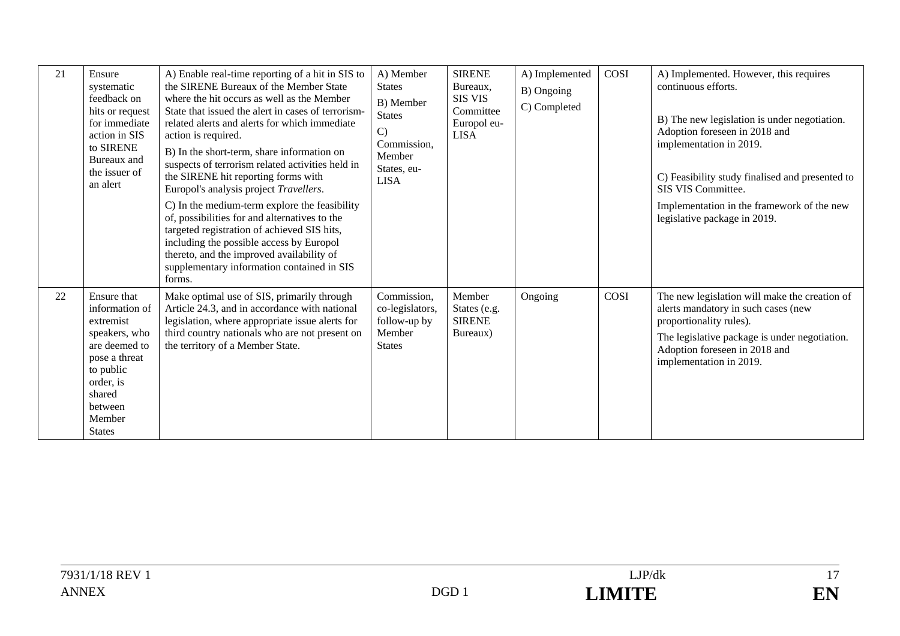| 21 | Ensure systematic feedback on hits or request for immediate action in SIS to SIRENE Bureaux and the issuer of an alert | A) Enable real-time reporting of a hit in SIS to the SIRENE Bureaux of the Member State where the hit occurs as well as the Member State that issued the alert in cases of terrorism-related alerts and alerts for which immediate action is required.<br><br>B) In the short-term, share information on suspects of terrorism related activities held in the SIRENE hit reporting forms with Europol's analysis project *Travellers*.<br><br>C) In the medium-term explore the feasibility of, possibilities for and alternatives to the targeted registration of achieved SIS hits, including the possible access by Europol thereto, and the improved availability of supplementary information contained in SIS forms. | A) Member States<br>B) Member States<br>C) Commission, Member States, eu-LISA | SIRENE Bureaux, SIS VIS Committee Europol eu-LISA | A) Implemented<br>B) Ongoing<br>C) Completed | COSI | A) Implemented. However, this requires continuous efforts.<br><br>B) The new legislation is under negotiation. Adoption foreseen in 2018 and implementation in 2019.<br><br>C) Feasibility study finalised and presented to SIS VIS Committee.<br><br>Implementation in the framework of the new legislative package in 2019. |
|---|---|---|---|---|---|---|---|
| 22 | Ensure that information of extremist speakers, who are deemed to pose a threat to public order, is shared between Member States | Make optimal use of SIS, primarily through Article 24.3, and in accordance with national legislation, where appropriate issue alerts for third country nationals who are not present on the territory of a Member State. | Commission, co-legislators, follow-up by Member States | Member States (e.g. SIRENE Bureaux) | Ongoing | COSI | The new legislation will make the creation of alerts mandatory in such cases (new proportionality rules).<br><br>The legislative package is under negotiation. Adoption foreseen in 2018 and implementation in 2019. |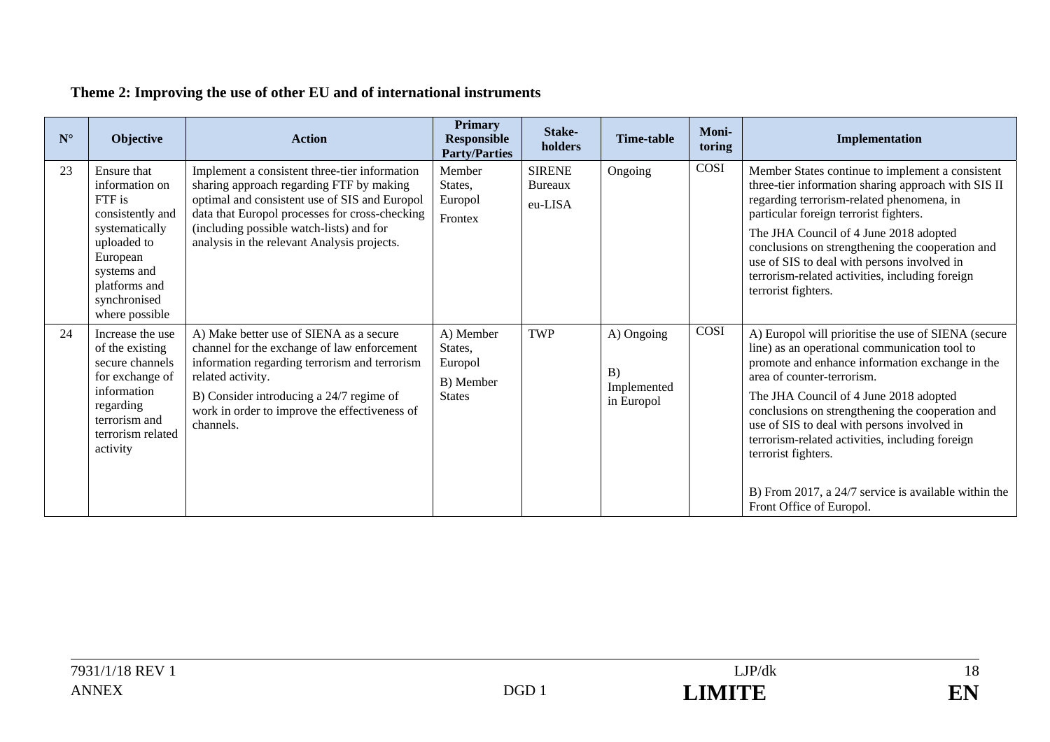**Theme 2: Improving the use of other EU and of international instruments**

| N° | Objective | Action | Primary Responsible Party/Parties | Stake-holders | Time-table | Moni-toring | Implementation |
|---|---|---|---|---|---|---|---|
| 23 | Ensure that information on FTF is consistently and systematically uploaded to European systems and platforms and synchronised where possible | Implement a consistent three-tier information sharing approach regarding FTF by making optimal and consistent use of SIS and Europol data that Europol processes for cross-checking (including possible watch-lists) and for analysis in the relevant Analysis projects. | Member States, Europol<br>Frontex | SIRENE Bureaux<br>eu-LISA | Ongoing | COSI | Member States continue to implement a consistent three-tier information sharing approach with SIS II regarding terrorism-related phenomena, in particular foreign terrorist fighters.<br>The JHA Council of 4 June 2018 adopted conclusions on strengthening the cooperation and use of SIS to deal with persons involved in terrorism-related activities, including foreign terrorist fighters. |
| 24 | Increase the use of the existing secure channels for exchange of information regarding terrorism and terrorism related activity | A) Make better use of SIENA as a secure channel for the exchange of law enforcement information regarding terrorism and terrorism related activity.<br>B) Consider introducing a 24/7 regime of work in order to improve the effectiveness of channels. | A) Member States, Europol<br>B) Member States | TWP | A) Ongoing<br>B) Implemented in Europol | COSI | A) Europol will prioritise the use of SIENA (secure line) as an operational communication tool to promote and enhance information exchange in the area of counter-terrorism.<br>The JHA Council of 4 June 2018 adopted conclusions on strengthening the cooperation and use of SIS to deal with persons involved in terrorism-related activities, including foreign terrorist fighters.<br>B) From 2017, a 24/7 service is available within the Front Office of Europol. |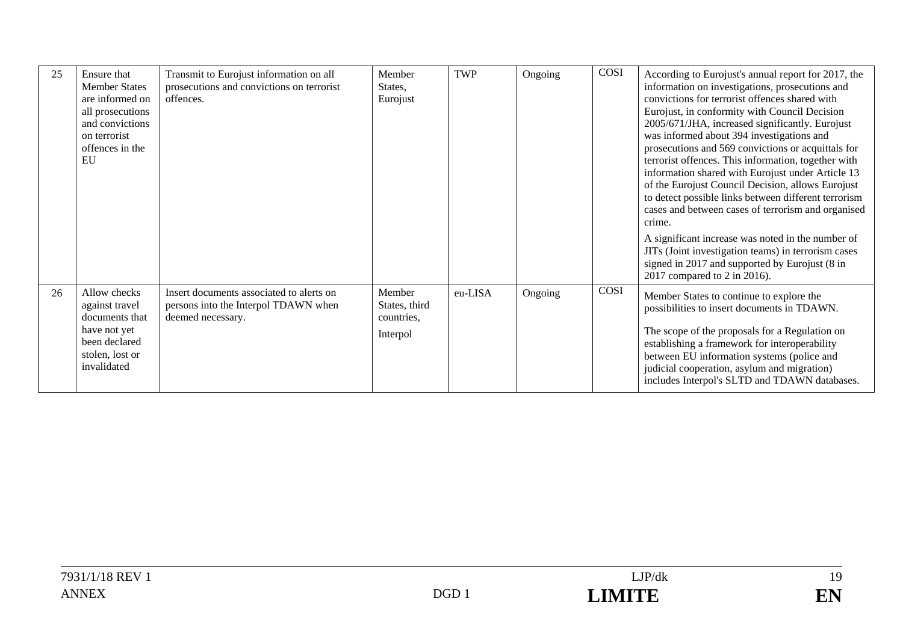| 25 | Ensure that Member States are informed on all prosecutions and convictions on terrorist offences in the EU | Transmit to Eurojust information on all prosecutions and convictions on terrorist offences. | Member States, Eurojust | TWP | Ongoing | COSI | According to Eurojust's annual report for 2017, the information on investigations, prosecutions and convictions for terrorist offences shared with Eurojust, in conformity with Council Decision 2005/671/JHA, increased significantly. Eurojust was informed about 394 investigations and prosecutions and 569 convictions or acquittals for terrorist offences. This information, together with information shared with Eurojust under Article 13 of the Eurojust Council Decision, allows Eurojust to detect possible links between different terrorism cases and between cases of terrorism and organised crime.<br><br>A significant increase was noted in the number of JITs (Joint investigation teams) in terrorism cases signed in 2017 and supported by Eurojust (8 in 2017 compared to 2 in 2016). |
|---|---|---|---|---|---|---|---|
| 26 | Allow checks against travel documents that have not yet been declared stolen, lost or invalidated | Insert documents associated to alerts on persons into the Interpol TDAWN when deemed necessary. | Member States, third countries, Interpol | eu-LISA | Ongoing | COSI | Member States to continue to explore the possibilities to insert documents in TDAWN.<br><br>The scope of the proposals for a Regulation on establishing a framework for interoperability between EU information systems (police and judicial cooperation, asylum and migration) includes Interpol's SLTD and TDAWN databases. |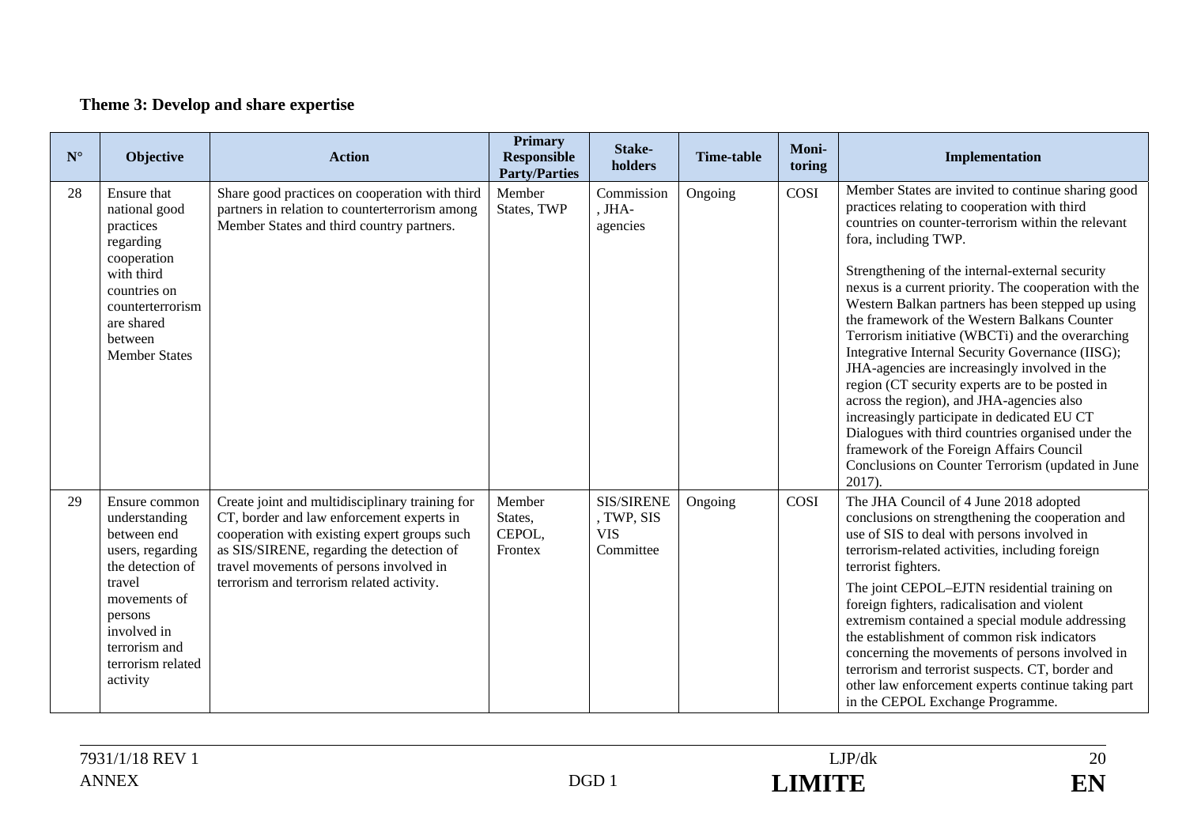### Theme 3: Develop and share expertise

| N° | Objective | Action | Primary Responsible Party/Parties | Stake-holders | Time-table | Moni-toring | Implementation |
|---|---|---|---|---|---|---|---|
| 28 | Ensure that national good practices regarding cooperation with third countries on counterterrorism are shared between Member States | Share good practices on cooperation with third partners in relation to counterterrorism among Member States and third country partners. | Member States, TWP | Commission, JHA-agencies | Ongoing | COSI | Member States are invited to continue sharing good practices relating to cooperation with third countries on counter-terrorism within the relevant fora, including TWP.<br><br>Strengthening of the internal-external security nexus is a current priority. The cooperation with the Western Balkan partners has been stepped up using the framework of the Western Balkans Counter Terrorism initiative (WBCTi) and the overarching Integrative Internal Security Governance (IISG); JHA-agencies are increasingly involved in the region (CT security experts are to be posted in across the region), and JHA-agencies also increasingly participate in dedicated EU CT Dialogues with third countries organised under the framework of the Foreign Affairs Council Conclusions on Counter Terrorism (updated in June 2017). |
| 29 | Ensure common understanding between end users, regarding the detection of travel movements of persons involved in terrorism and terrorism related activity | Create joint and multidisciplinary training for CT, border and law enforcement experts in cooperation with existing expert groups such as SIS/SIRENE, regarding the detection of travel movements of persons involved in terrorism and terrorism related activity. | Member States, CEPOL, Frontex | SIS/SIRENE, TWP, SIS VIS Committee | Ongoing | COSI | The JHA Council of 4 June 2018 adopted conclusions on strengthening the cooperation and use of SIS to deal with persons involved in terrorism-related activities, including foreign terrorist fighters.<br><br>The joint CEPOL–EJTN residential training on foreign fighters, radicalisation and violent extremism contained a special module addressing the establishment of common risk indicators concerning the movements of persons involved in terrorism and terrorist suspects. CT, border and other law enforcement experts continue taking part in the CEPOL Exchange Programme. |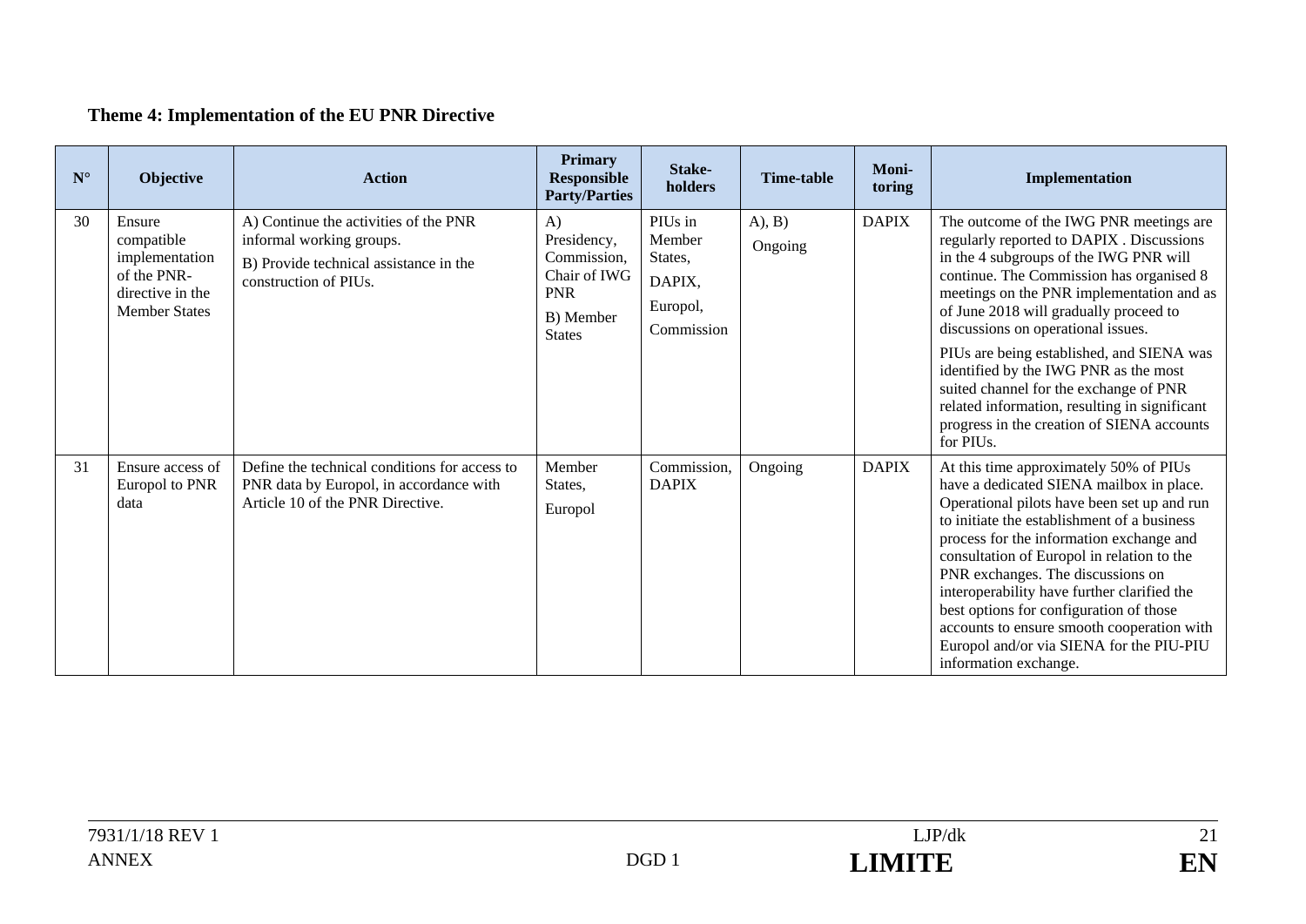**Theme 4: Implementation of the EU PNR Directive**

| N° | Objective | Action | Primary Responsible Party/Parties | Stake-holders | Time-table | Moni-toring | Implementation |
|---|---|---|---|---|---|---|---|
| 30 | Ensure compatible implementation of the PNR-directive in the Member States | A) Continue the activities of the PNR informal working groups.<br>B) Provide technical assistance in the construction of PIUs. | A) Presidency, Commission, Chair of IWG PNR<br>B) Member States | PIUs in Member States,<br>DAPIX,<br>Europol,<br>Commission | A), B)<br>Ongoing | DAPIX | The outcome of the IWG PNR meetings are regularly reported to DAPIX . Discussions in the 4 subgroups of the IWG PNR will continue. The Commission has organised 8 meetings on the PNR implementation and as of June 2018 will gradually proceed to discussions on operational issues.<br>PIUs are being established, and SIENA was identified by the IWG PNR as the most suited channel for the exchange of PNR related information, resulting in significant progress in the creation of SIENA accounts for PIUs. |
| 31 | Ensure access of Europol to PNR data | Define the technical conditions for access to PNR data by Europol, in accordance with Article 10 of the PNR Directive. | Member States,<br>Europol | Commission, DAPIX | Ongoing | DAPIX | At this time approximately 50% of PIUs have a dedicated SIENA mailbox in place. Operational pilots have been set up and run to initiate the establishment of a business process for the information exchange and consultation of Europol in relation to the PNR exchanges. The discussions on interoperability have further clarified the best options for configuration of those accounts to ensure smooth cooperation with Europol and/or via SIENA for the PIU-PIU information exchange. |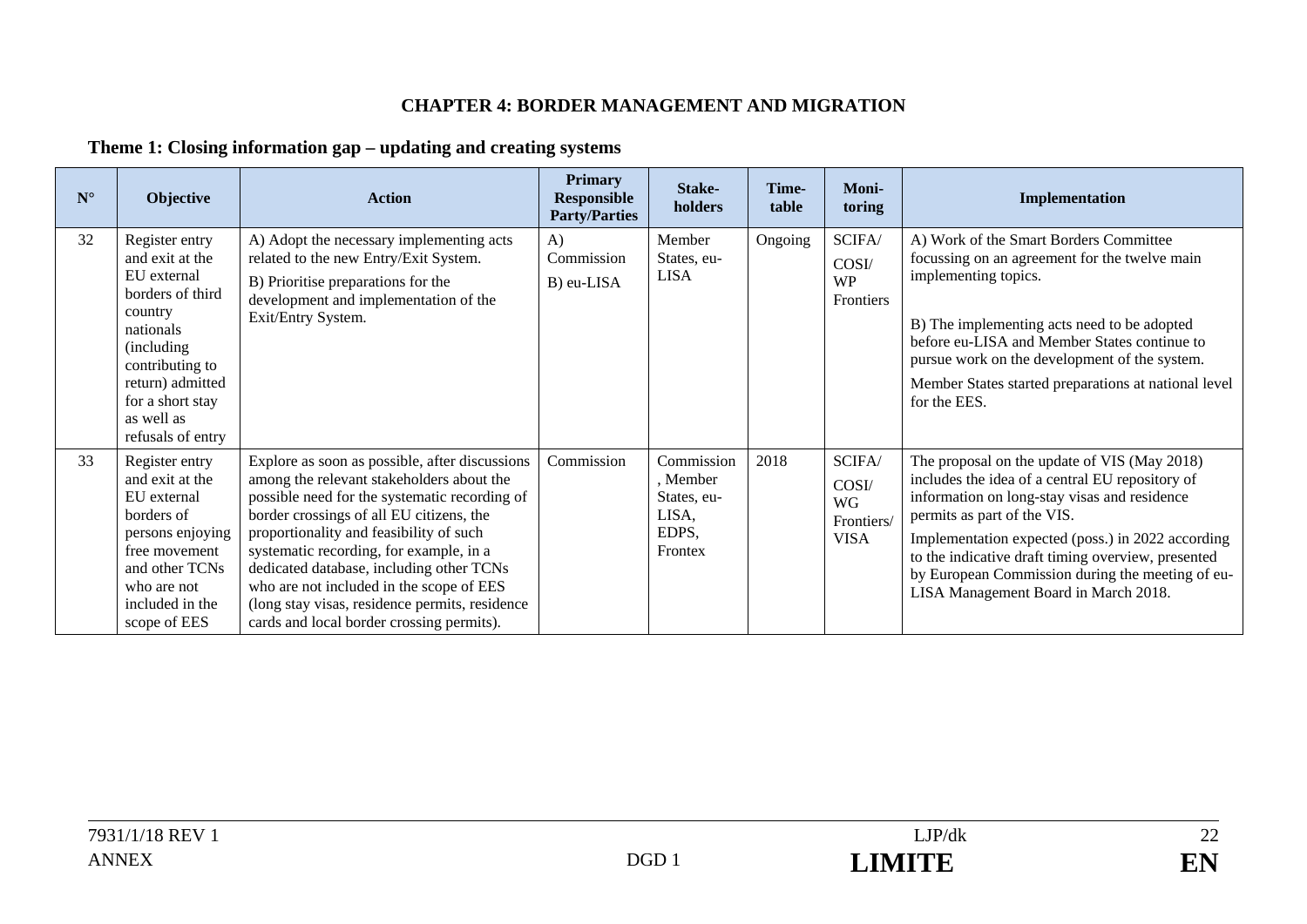## CHAPTER 4: BORDER MANAGEMENT AND MIGRATION

### Theme 1: Closing information gap – updating and creating systems

| N° | Objective | Action | Primary Responsible Party/Parties | Stake-holders | Time-table | Moni-toring | Implementation |
|---|---|---|---|---|---|---|---|
| 32 | Register entry and exit at the EU external borders of third country nationals (including contributing to return) admitted for a short stay as well as refusals of entry | A) Adopt the necessary implementing acts related to the new Entry/Exit System.<br>B) Prioritise preparations for the development and implementation of the Exit/Entry System. | A) Commission<br>B) eu-LISA | Member States, eu-LISA | Ongoing | SCIFA/ COSI/ WP Frontiers | A) Work of the Smart Borders Committee focussing on an agreement for the twelve main implementing topics.<br><br>B) The implementing acts need to be adopted before eu-LISA and Member States continue to pursue work on the development of the system.<br>Member States started preparations at national level for the EES. |
| 33 | Register entry and exit at the EU external borders of persons enjoying free movement and other TCNs who are not included in the scope of EES | Explore as soon as possible, after discussions among the relevant stakeholders about the possible need for the systematic recording of border crossings of all EU citizens, the proportionality and feasibility of such systematic recording, for example, in a dedicated database, including other TCNs who are not included in the scope of EES (long stay visas, residence permits, residence cards and local border crossing permits). | Commission | Commission, Member States, eu-LISA, EDPS, Frontex | 2018 | SCIFA/ COSI/ WG Frontiers/ VISA | The proposal on the update of VIS (May 2018) includes the idea of a central EU repository of information on long-stay visas and residence permits as part of the VIS.<br>Implementation expected (poss.) in 2022 according to the indicative draft timing overview, presented by European Commission during the meeting of eu-LISA Management Board in March 2018. |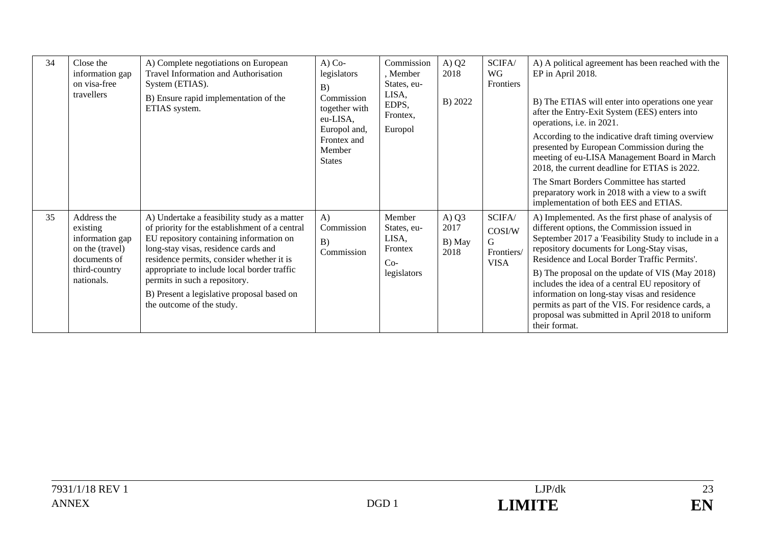| 34 | Close the information gap on visa-free travellers | A) Complete negotiations on European Travel Information and Authorisation System (ETIAS).<br>B) Ensure rapid implementation of the ETIAS system. | A) Co-legislators<br>B) Commission together with eu-LISA, Europol and, Frontex and Member States | Commission, Member States, eu-LISA, EDPS, Frontex, Europol | A) Q2 2018<br>B) 2022 | SCIFA/ WG Frontiers | A) A political agreement has been reached with the EP in April 2018.<br>B) The ETIAS will enter into operations one year after the Entry-Exit System (EES) enters into operations, i.e. in 2021.<br>According to the indicative draft timing overview presented by European Commission during the meeting of eu-LISA Management Board in March 2018, the current deadline for ETIAS is 2022.<br>The Smart Borders Committee has started preparatory work in 2018 with a view to a swift implementation of both EES and ETIAS. |
|---|---|---|---|---|---|---|---|
| 35 | Address the existing information gap on the (travel) documents of third-country nationals. | A) Undertake a feasibility study as a matter of priority for the establishment of a central EU repository containing information on long-stay visas, residence cards and residence permits, consider whether it is appropriate to include local border traffic permits in such a repository.<br>B) Present a legislative proposal based on the outcome of the study. | A) Commission<br>B) Commission | Member States, eu-LISA, Frontex<br>Co-legislators | A) Q3 2017<br>B) May 2018 | SCIFA/ COSI/WG Frontiers/ VISA | A) Implemented. As the first phase of analysis of different options, the Commission issued in September 2017 a 'Feasibility Study to include in a repository documents for Long-Stay visas, Residence and Local Border Traffic Permits'.<br>B) The proposal on the update of VIS (May 2018) includes the idea of a central EU repository of information on long-stay visas and residence permits as part of the VIS. For residence cards, a proposal was submitted in April 2018 to uniform their format. |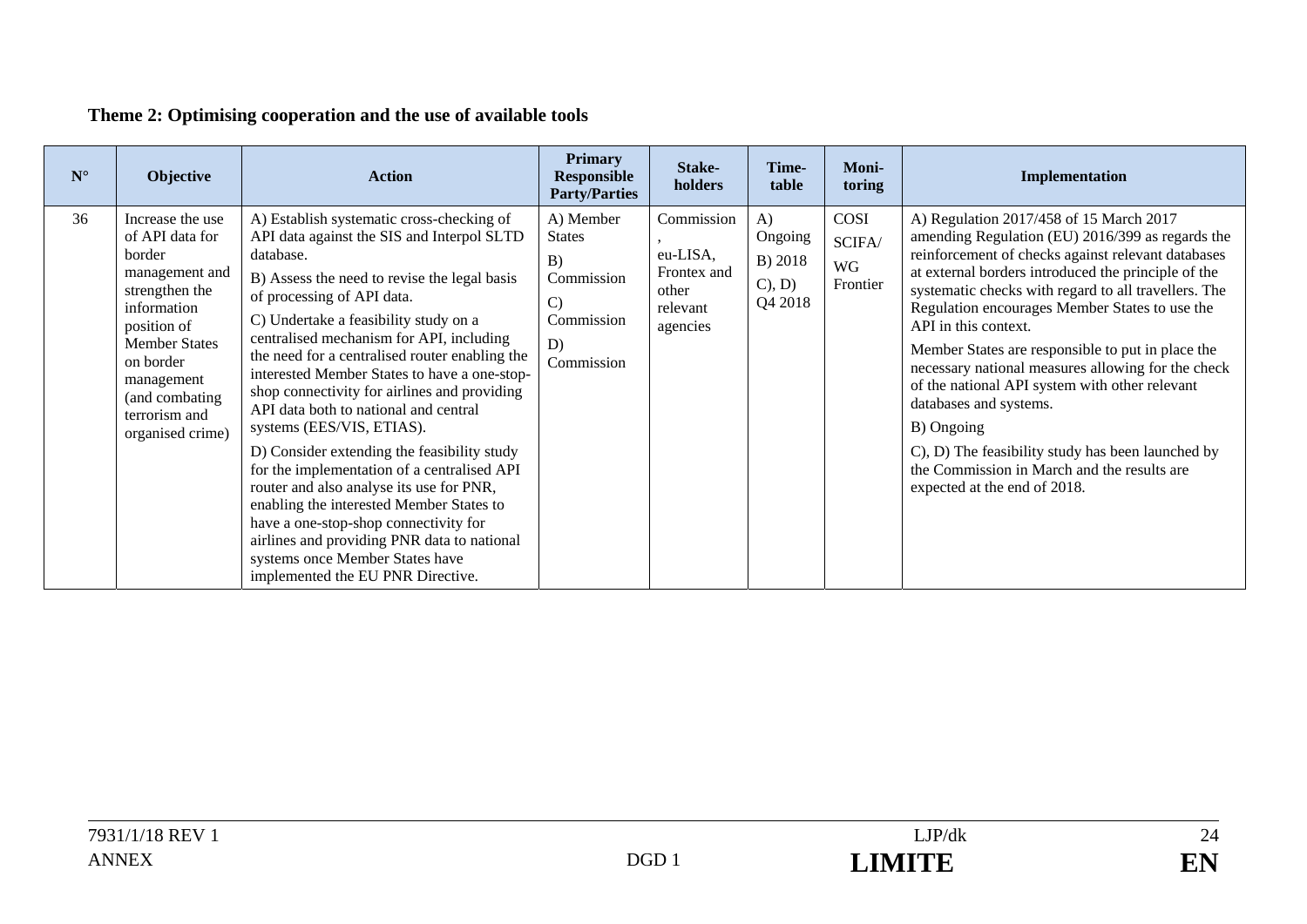**Theme 2: Optimising cooperation and the use of available tools**

| N° | Objective | Action | Primary Responsible Party/Parties | Stake-holders | Time-table | Moni-toring | Implementation |
|---|---|---|---|---|---|---|---|
| 36 | Increase the use of API data for border management and strengthen the information position of Member States on border management (and combating terrorism and organised crime) | A) Establish systematic cross-checking of API data against the SIS and Interpol SLTD database.<br>B) Assess the need to revise the legal basis of processing of API data.<br>C) Undertake a feasibility study on a centralised mechanism for API, including the need for a centralised router enabling the interested Member States to have a one-stop-shop connectivity for airlines and providing API data both to national and central systems (EES/VIS, ETIAS).<br>D) Consider extending the feasibility study for the implementation of a centralised API router and also analyse its use for PNR, enabling the interested Member States to have a one-stop-shop connectivity for airlines and providing PNR data to national systems once Member States have implemented the EU PNR Directive. | A) Member States<br>B) Commission<br>C) Commission<br>D) Commission | Commission, eu-LISA, Frontex and other relevant agencies | A) Ongoing<br>B) 2018<br>C), D) Q4 2018 | COSI<br>SCIFA/<br>WG Frontier | A) Regulation 2017/458 of 15 March 2017 amending Regulation (EU) 2016/399 as regards the reinforcement of checks against relevant databases at external borders introduced the principle of the systematic checks with regard to all travellers. The Regulation encourages Member States to use the API in this context.<br>Member States are responsible to put in place the necessary national measures allowing for the check of the national API system with other relevant databases and systems.<br>B) Ongoing<br>C), D) The feasibility study has been launched by the Commission in March and the results are expected at the end of 2018. |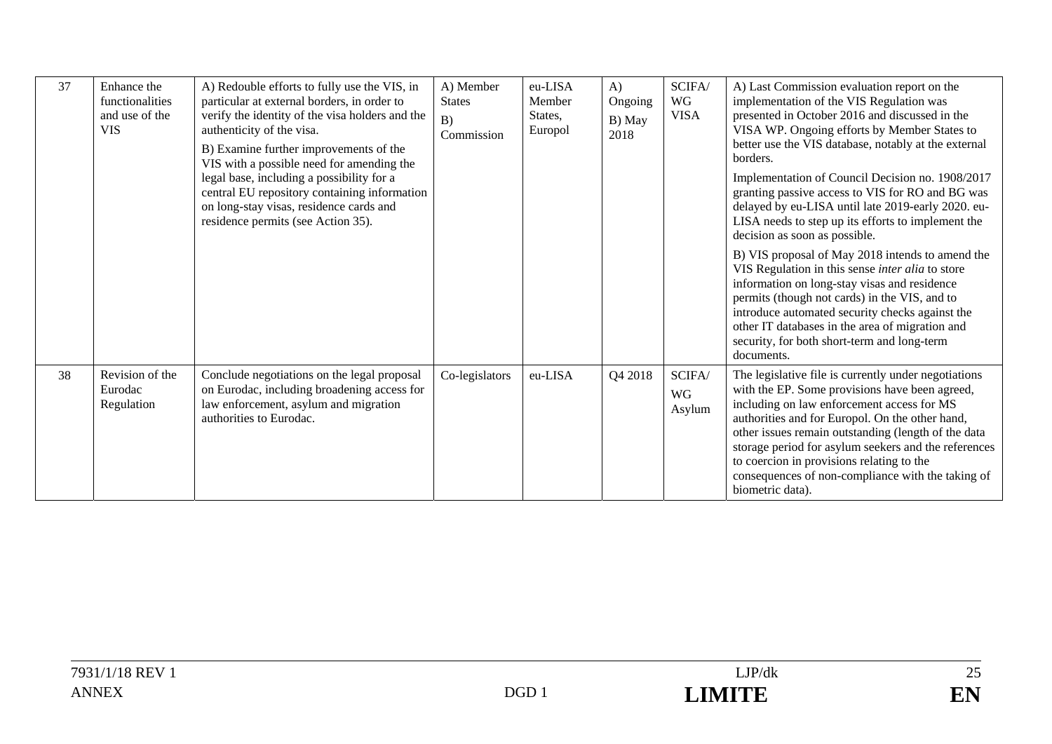| 37 | Enhance the functionalities and use of the VIS | A) Redouble efforts to fully use the VIS, in particular at external borders, in order to verify the identity of the visa holders and the authenticity of the visa.<br>B) Examine further improvements of the VIS with a possible need for amending the legal base, including a possibility for a central EU repository containing information on long-stay visas, residence cards and residence permits (see Action 35). | A) Member States<br>B) Commission | eu-LISA Member States, Europol | A) Ongoing<br>B) May 2018 | SCIFA/ WG VISA | A) Last Commission evaluation report on the implementation of the VIS Regulation was presented in October 2016 and discussed in the VISA WP. Ongoing efforts by Member States to better use the VIS database, notably at the external borders.<br>Implementation of Council Decision no. 1908/2017 granting passive access to VIS for RO and BG was delayed by eu-LISA until late 2019-early 2020. eu-LISA needs to step up its efforts to implement the decision as soon as possible.<br>B) VIS proposal of May 2018 intends to amend the VIS Regulation in this sense *inter alia* to store information on long-stay visas and residence permits (though not cards) in the VIS, and to introduce automated security checks against the other IT databases in the area of migration and security, for both short-term and long-term documents. |
|---|---|---|---|---|---|---|---|
| 38 | Revision of the Eurodac Regulation | Conclude negotiations on the legal proposal on Eurodac, including broadening access for law enforcement, asylum and migration authorities to Eurodac. | Co-legislators | eu-LISA | Q4 2018 | SCIFA/ WG Asylum | The legislative file is currently under negotiations with the EP. Some provisions have been agreed, including on law enforcement access for MS authorities and for Europol. On the other hand, other issues remain outstanding (length of the data storage period for asylum seekers and the references to coercion in provisions relating to the consequences of non-compliance with the taking of biometric data). |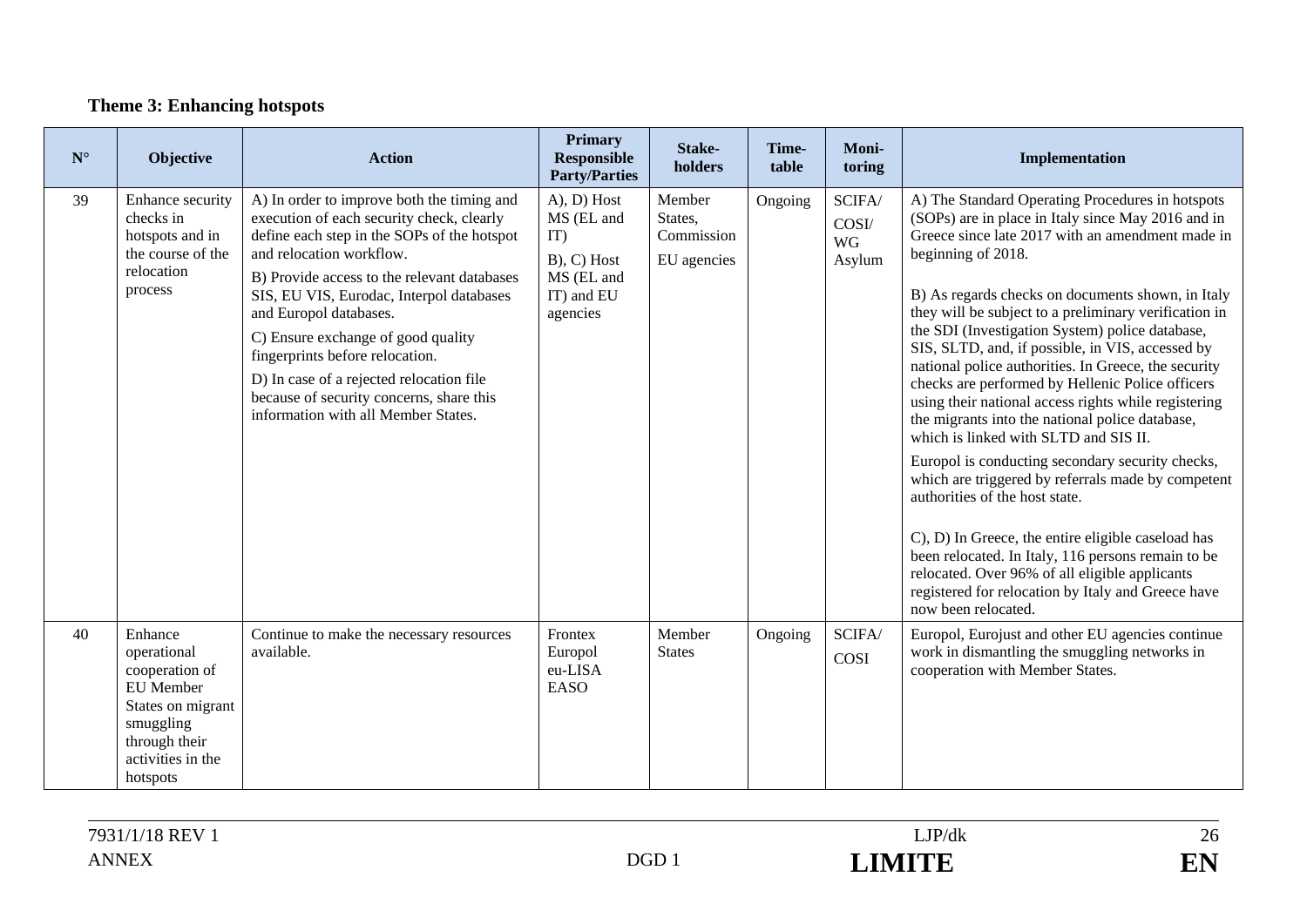**Theme 3: Enhancing hotspots**

| N° | Objective | Action | Primary Responsible Party/Parties | Stake-holders | Time-table | Moni-toring | Implementation |
|---|---|---|---|---|---|---|---|
| 39 | Enhance security checks in hotspots and in the course of the relocation process | A) In order to improve both the timing and execution of each security check, clearly define each step in the SOPs of the hotspot and relocation workflow.<br>B) Provide access to the relevant databases SIS, EU VIS, Eurodac, Interpol databases and Europol databases.<br>C) Ensure exchange of good quality fingerprints before relocation.<br>D) In case of a rejected relocation file because of security concerns, share this information with all Member States. | A), D) Host MS (EL and IT)<br>B), C) Host MS (EL and IT) and EU agencies | Member States, Commission<br>EU agencies | Ongoing | SCIFA/ COSI/ WG Asylum | A) The Standard Operating Procedures in hotspots (SOPs) are in place in Italy since May 2016 and in Greece since late 2017 with an amendment made in beginning of 2018.<br><br>B) As regards checks on documents shown, in Italy they will be subject to a preliminary verification in the SDI (Investigation System) police database, SIS, SLTD, and, if possible, in VIS, accessed by national police authorities. In Greece, the security checks are performed by Hellenic Police officers using their national access rights while registering the migrants into the national police database, which is linked with SLTD and SIS II.<br>Europol is conducting secondary security checks, which are triggered by referrals made by competent authorities of the host state.<br><br>C), D) In Greece, the entire eligible caseload has been relocated. In Italy, 116 persons remain to be relocated. Over 96% of all eligible applicants registered for relocation by Italy and Greece have now been relocated. |
| 40 | Enhance operational cooperation of EU Member States on migrant smuggling through their activities in the hotspots | Continue to make the necessary resources available. | Frontex<br>Europol<br>eu-LISA<br>EASO | Member States | Ongoing | SCIFA/ COSI | Europol, Eurojust and other EU agencies continue work in dismantling the smuggling networks in cooperation with Member States. |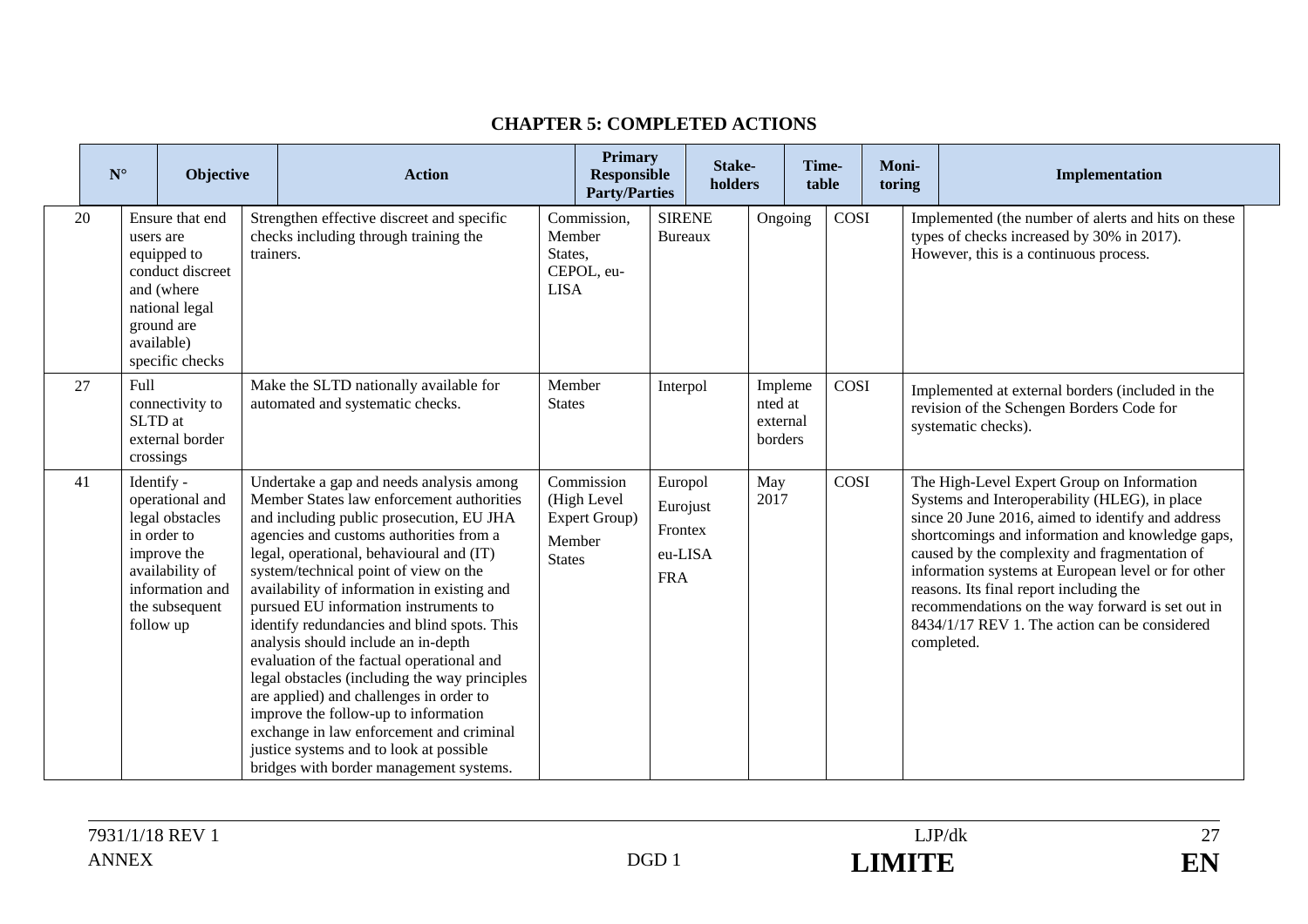## CHAPTER 5: COMPLETED ACTIONS

| N° | Objective | Action | Primary Responsible Party/Parties | Stake-holders | Time-table | Moni-toring | Implementation |
|---|---|---|---|---|---|---|---|
| 20 | Ensure that end users are equipped to conduct discreet and (where national legal ground are available) specific checks | Strengthen effective discreet and specific checks including through training the trainers. | Commission, Member States, CEPOL, eu-LISA | SIRENE Bureaux | Ongoing | COSI | Implemented (the number of alerts and hits on these types of checks increased by 30% in 2017). However, this is a continuous process. |
| 27 | Full connectivity to SLTD at external border crossings | Make the SLTD nationally available for automated and systematic checks. | Member States | Interpol | Implemented at external borders | COSI | Implemented at external borders (included in the revision of the Schengen Borders Code for systematic checks). |
| 41 | Identify - operational and legal obstacles in order to improve the availability of information and the subsequent follow up | Undertake a gap and needs analysis among Member States law enforcement authorities and including public prosecution, EU JHA agencies and customs authorities from a legal, operational, behavioural and (IT) system/technical point of view on the availability of information in existing and pursued EU information instruments to identify redundancies and blind spots. This analysis should include an in-depth evaluation of the factual operational and legal obstacles (including the way principles are applied) and challenges in order to improve the follow-up to information exchange in law enforcement and criminal justice systems and to look at possible bridges with border management systems. | Commission (High Level Expert Group) Member States | Europol Eurojust Frontex eu-LISA FRA | May 2017 | COSI | The High-Level Expert Group on Information Systems and Interoperability (HLEG), in place since 20 June 2016, aimed to identify and address shortcomings and information and knowledge gaps, caused by the complexity and fragmentation of information systems at European level or for other reasons. Its final report including the recommendations on the way forward is set out in 8434/1/17 REV 1. The action can be considered completed. |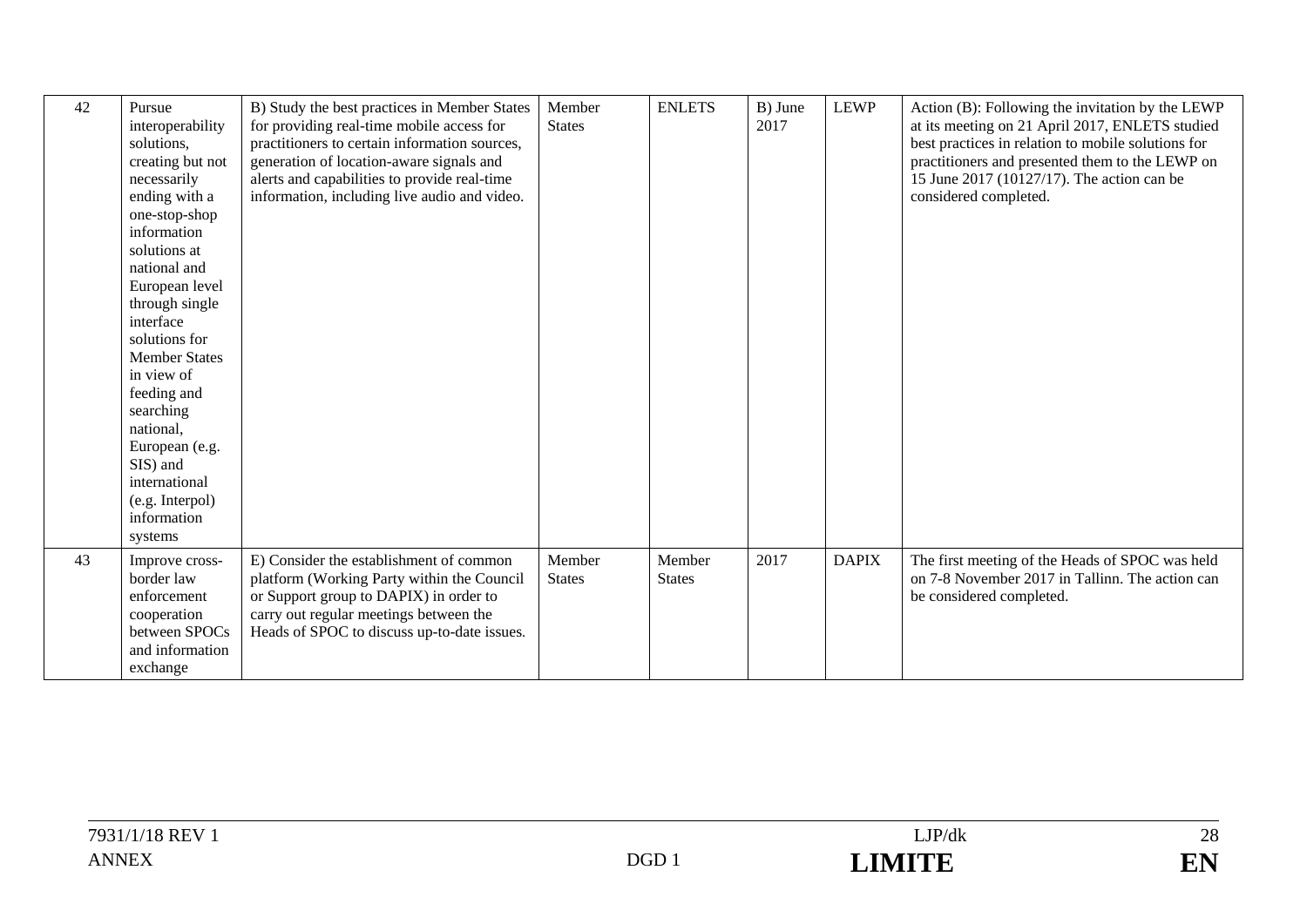| 42 | Pursue interoperability solutions, creating but not necessarily ending with a one-stop-shop information solutions at national and European level through single interface solutions for Member States in view of feeding and searching national, European (e.g. SIS) and international (e.g. Interpol) information systems | B) Study the best practices in Member States for providing real-time mobile access for practitioners to certain information sources, generation of location-aware signals and alerts and capabilities to provide real-time information, including live audio and video. | Member States | ENLETS | B) June 2017 | LEWP | Action (B): Following the invitation by the LEWP at its meeting on 21 April 2017, ENLETS studied best practices in relation to mobile solutions for practitioners and presented them to the LEWP on 15 June 2017 (10127/17). The action can be considered completed. |
|---|---|---|---|---|---|---|---|
| 43 | Improve cross-border law enforcement cooperation between SPOCs and information exchange | E) Consider the establishment of common platform (Working Party within the Council or Support group to DAPIX) in order to carry out regular meetings between the Heads of SPOC to discuss up-to-date issues. | Member States | Member States | 2017 | DAPIX | The first meeting of the Heads of SPOC was held on 7-8 November 2017 in Tallinn. The action can be considered completed. |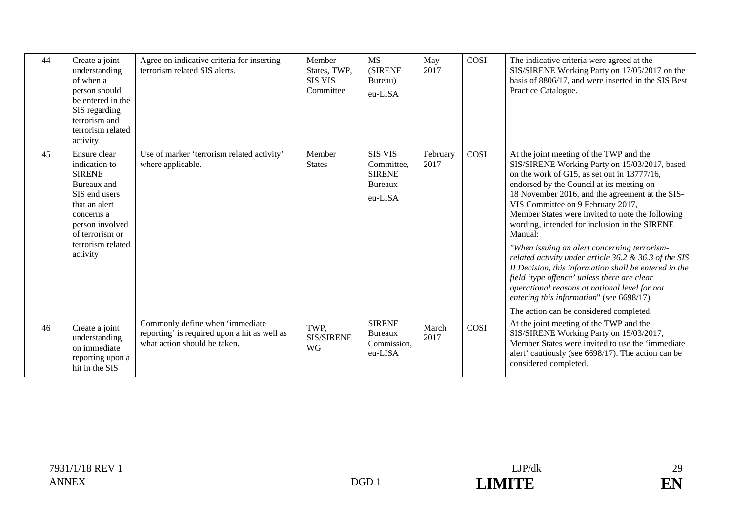| 44 | Create a joint understanding of when a person should be entered in the SIS regarding terrorism and terrorism related activity | Agree on indicative criteria for inserting terrorism related SIS alerts. | Member States, TWP, SIS VIS Committee | MS (SIRENE Bureau) eu-LISA | May 2017 | COSI | The indicative criteria were agreed at the SIS/SIRENE Working Party on 17/05/2017 on the basis of 8806/17, and were inserted in the SIS Best Practice Catalogue. |
|---|---|---|---|---|---|---|---|
| 45 | Ensure clear indication to SIRENE Bureaux and SIS end users that an alert concerns a person involved of terrorism or terrorism related activity | Use of marker 'terrorism related activity' where applicable. | Member States | SIS VIS Committee, SIRENE Bureaux eu-LISA | February 2017 | COSI | At the joint meeting of the TWP and the SIS/SIRENE Working Party on 15/03/2017, based on the work of G15, as set out in 13777/16, endorsed by the Council at its meeting on 18 November 2016, and the agreement at the SIS-VIS Committee on 9 February 2017, Member States were invited to note the following wording, intended for inclusion in the SIRENE Manual: *"When issuing an alert concerning terrorism-related activity under article 36.2 & 36.3 of the SIS II Decision, this information shall be entered in the field 'type offence' unless there are clear operational reasons at national level for not entering this information*" (see 6698/17). The action can be considered completed. |
| 46 | Create a joint understanding on immediate reporting upon a hit in the SIS | Commonly define when 'immediate reporting' is required upon a hit as well as what action should be taken. | TWP, SIS/SIRENE WG | SIRENE Bureaux Commission, eu-LISA | March 2017 | COSI | At the joint meeting of the TWP and the SIS/SIRENE Working Party on 15/03/2017, Member States were invited to use the 'immediate alert' cautiously (see 6698/17). The action can be considered completed. |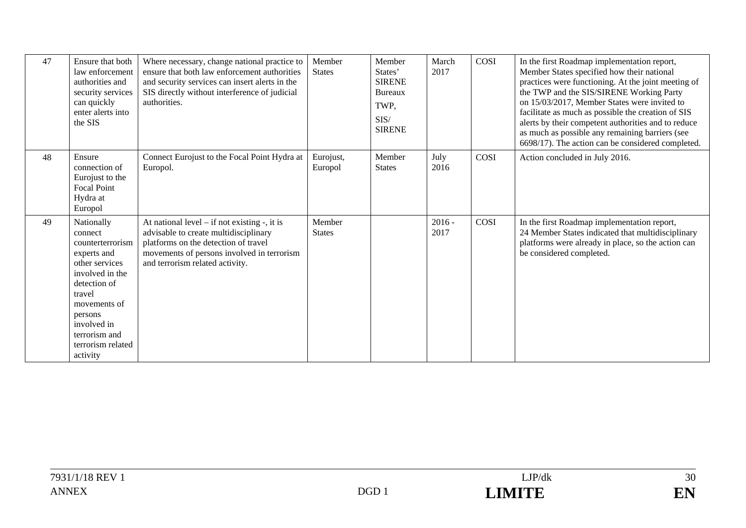| 47 | Ensure that both law enforcement authorities and security services can quickly enter alerts into the SIS | Where necessary, change national practice to ensure that both law enforcement authorities and security services can insert alerts in the SIS directly without interference of judicial authorities. | Member States | Member States' SIRENE Bureaux TWP, SIS/ SIRENE | March 2017 | COSI | In the first Roadmap implementation report, Member States specified how their national practices were functioning. At the joint meeting of the TWP and the SIS/SIRENE Working Party on 15/03/2017, Member States were invited to facilitate as much as possible the creation of SIS alerts by their competent authorities and to reduce as much as possible any remaining barriers (see 6698/17). The action can be considered completed. |
|---|---|---|---|---|---|---|---|
| 48 | Ensure connection of Eurojust to the Focal Point Hydra at Europol | Connect Eurojust to the Focal Point Hydra at Europol. | Eurojust, Europol | Member States | July 2016 | COSI | Action concluded in July 2016. |
| 49 | Nationally connect counterterrorism experts and other services involved in the detection of travel movements of persons involved in terrorism and terrorism related activity | At national level – if not existing -, it is advisable to create multidisciplinary platforms on the detection of travel movements of persons involved in terrorism and terrorism related activity. | Member States | | 2016 - 2017 | COSI | In the first Roadmap implementation report, 24 Member States indicated that multidisciplinary platforms were already in place, so the action can be considered completed. |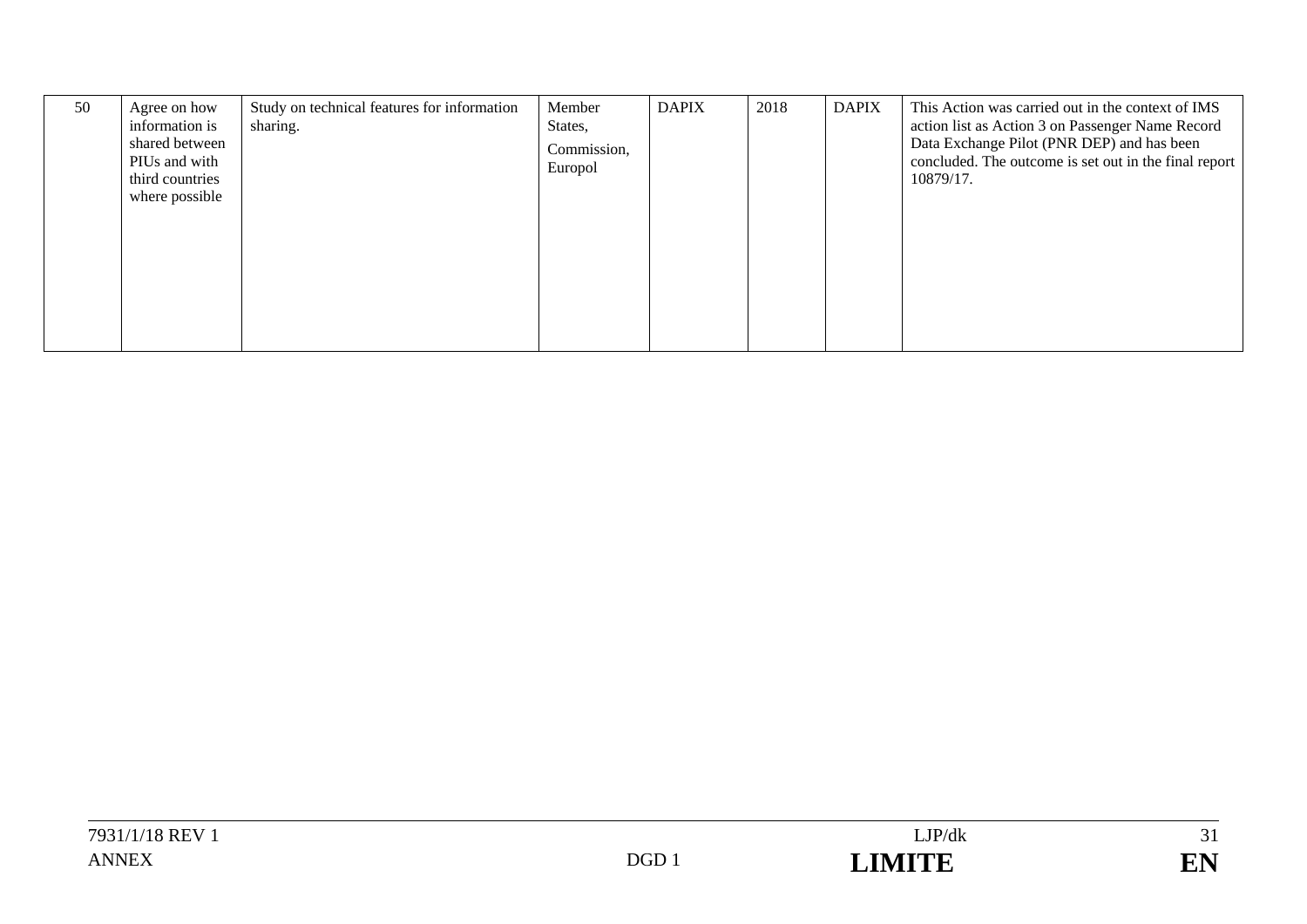| 50 | Agree on how information is shared between PIUs and with third countries where possible | Study on technical features for information sharing. | Member States, Commission, Europol | DAPIX | 2018 | DAPIX | This Action was carried out in the context of IMS action list as Action 3 on Passenger Name Record Data Exchange Pilot (PNR DEP) and has been concluded. The outcome is set out in the final report 10879/17. |
|---|---|---|---|---|---|---|---|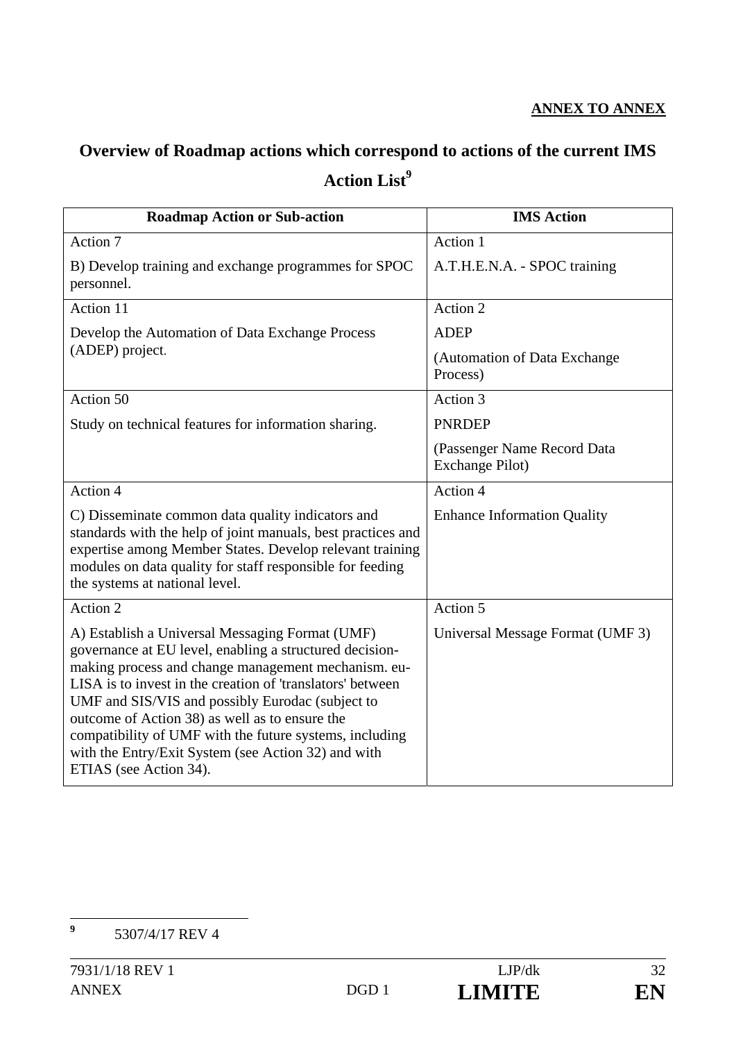**ANNEX TO ANNEX**

# Overview of Roadmap actions which correspond to actions of the current IMS Action List[9]

| Roadmap Action or Sub-action | IMS Action |
|---|---|
| Action 7<br><br>B) Develop training and exchange programmes for SPOC personnel. | Action 1<br><br>A.T.H.E.N.A. - SPOC training |
| Action 11<br><br>Develop the Automation of Data Exchange Process (ADEP) project. | Action 2<br><br>ADEP<br><br>(Automation of Data Exchange Process) |
| Action 50<br><br>Study on technical features for information sharing. | Action 3<br><br>PNRDEP<br><br>(Passenger Name Record Data Exchange Pilot) |
| Action 4<br><br>C) Disseminate common data quality indicators and standards with the help of joint manuals, best practices and expertise among Member States. Develop relevant training modules on data quality for staff responsible for feeding the systems at national level. | Action 4<br><br>Enhance Information Quality |
| Action 2<br><br>A) Establish a Universal Messaging Format (UMF) governance at EU level, enabling a structured decision-making process and change management mechanism. eu-LISA is to invest in the creation of 'translators' between UMF and SIS/VIS and possibly Eurodac (subject to outcome of Action 38) as well as to ensure the compatibility of UMF with the future systems, including with the Entry/Exit System (see Action 32) and with ETIAS (see Action 34). | Action 5<br><br>Universal Message Format (UMF 3) |

[9] 5307/4/17 REV 4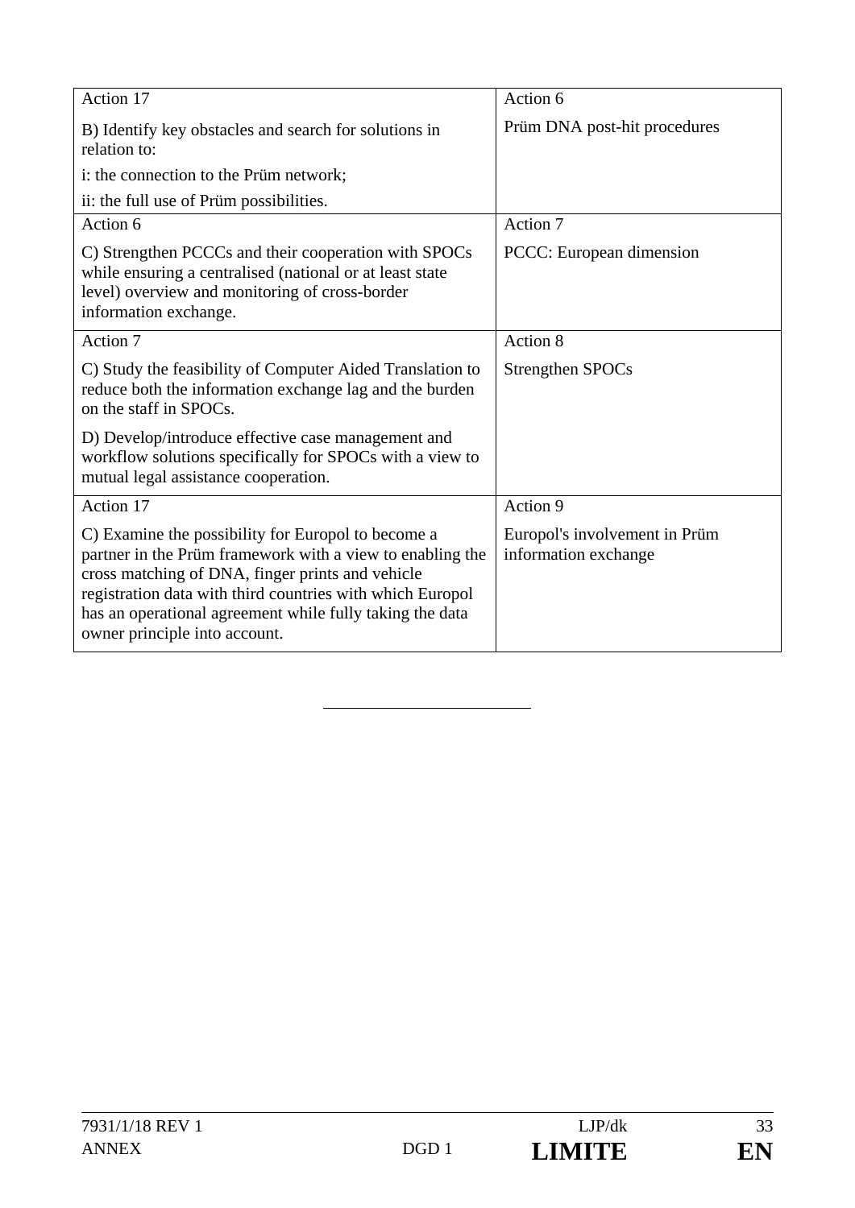| | |
|---|---|
| Action 17<br><br>B) Identify key obstacles and search for solutions in relation to:<br><br>i: the connection to the Prüm network;<br><br>ii: the full use of Prüm possibilities. | Action 6<br><br>Prüm DNA post-hit procedures |
| Action 6<br><br>C) Strengthen PCCCs and their cooperation with SPOCs while ensuring a centralised (national or at least state level) overview and monitoring of cross-border information exchange. | Action 7<br><br>PCCC: European dimension |
| Action 7<br><br>C) Study the feasibility of Computer Aided Translation to reduce both the information exchange lag and the burden on the staff in SPOCs.<br><br>D) Develop/introduce effective case management and workflow solutions specifically for SPOCs with a view to mutual legal assistance cooperation. | Action 8<br><br>Strengthen SPOCs |
| Action 17<br><br>C) Examine the possibility for Europol to become a partner in the Prüm framework with a view to enabling the cross matching of DNA, finger prints and vehicle registration data with third countries with which Europol has an operational agreement while fully taking the data owner principle into account. | Action 9<br><br>Europol's involvement in Prüm information exchange |